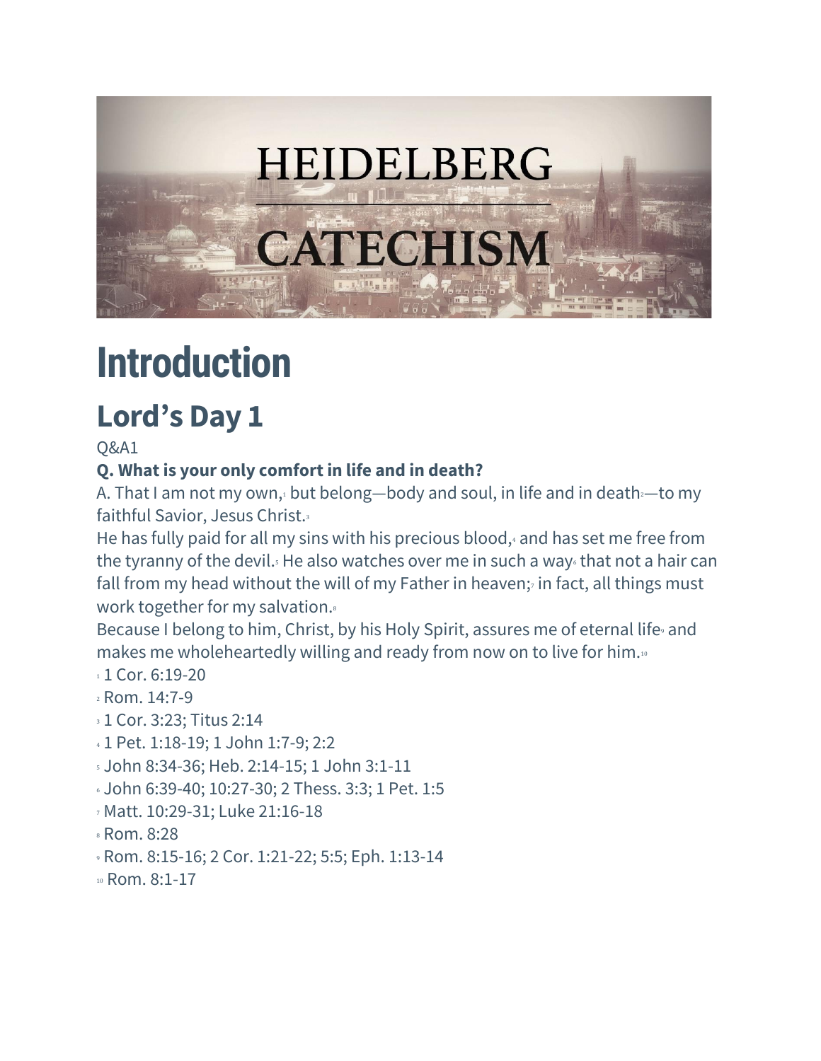# Introduction

## Lord's Day 1

Q&A1

**Q. What is your only comfort in life and in death?**

A. That I am not my own,[1] but belong—body and soul, in life and in death[2]—to my faithful Savior, Jesus Christ.[3]

He has fully paid for all my sins with his precious blood,[4] and has set me free from the tyranny of the devil.[5] He also watches over me in such a way[6] that not a hair can fall from my head without the will of my Father in heaven;[7] in fact, all things must work together for my salvation.[8]

Because I belong to him, Christ, by his Holy Spirit, assures me of eternal life[9] and makes me wholeheartedly willing and ready from now on to live for him.[10]

[1] 1 Cor. 6:19-20

[2] Rom. 14:7-9

[3] 1 Cor. 3:23; Titus 2:14

[4] 1 Pet. 1:18-19; 1 John 1:7-9; 2:2

[5] John 8:34-36; Heb. 2:14-15; 1 John 3:1-11

[6] John 6:39-40; 10:27-30; 2 Thess. 3:3; 1 Pet. 1:5

[7] Matt. 10:29-31; Luke 21:16-18

[8] Rom. 8:28

[9] Rom. 8:15-16; 2 Cor. 1:21-22; 5:5; Eph. 1:13-14

[10] Rom. 8:1-17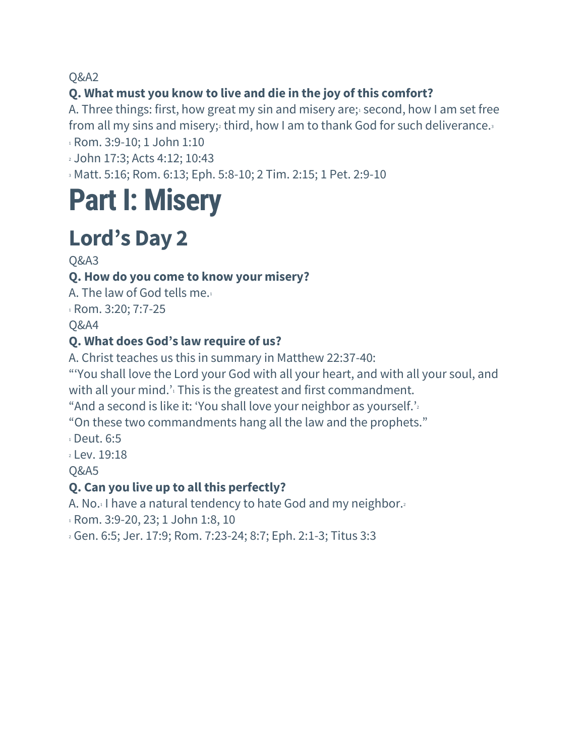Q&A2

**Q. What must you know to live and die in the joy of this comfort?**

A. Three things: first, how great my sin and misery are;[1] second, how I am set free from all my sins and misery;[2] third, how I am to thank God for such deliverance.[3]

[1] Rom. 3:9-10; 1 John 1:10

[2] John 17:3; Acts 4:12; 10:43

[3] Matt. 5:16; Rom. 6:13; Eph. 5:8-10; 2 Tim. 2:15; 1 Pet. 2:9-10

# Part I: Misery

## Lord's Day 2

Q&A3

**Q. How do you come to know your misery?**

A. The law of God tells me.[1]

[1] Rom. 3:20; 7:7-25

Q&A4

**Q. What does God's law require of us?**

A. Christ teaches us this in summary in Matthew 22:37-40:

"'You shall love the Lord your God with all your heart, and with all your soul, and with all your mind.'[1] This is the greatest and first commandment.

"And a second is like it: 'You shall love your neighbor as yourself.'[2]

"On these two commandments hang all the law and the prophets."

[1] Deut. 6:5

[2] Lev. 19:18

Q&A5

**Q. Can you live up to all this perfectly?**

A. No.[1] I have a natural tendency to hate God and my neighbor.[2]

[1] Rom. 3:9-20, 23; 1 John 1:8, 10

[2] Gen. 6:5; Jer. 17:9; Rom. 7:23-24; 8:7; Eph. 2:1-3; Titus 3:3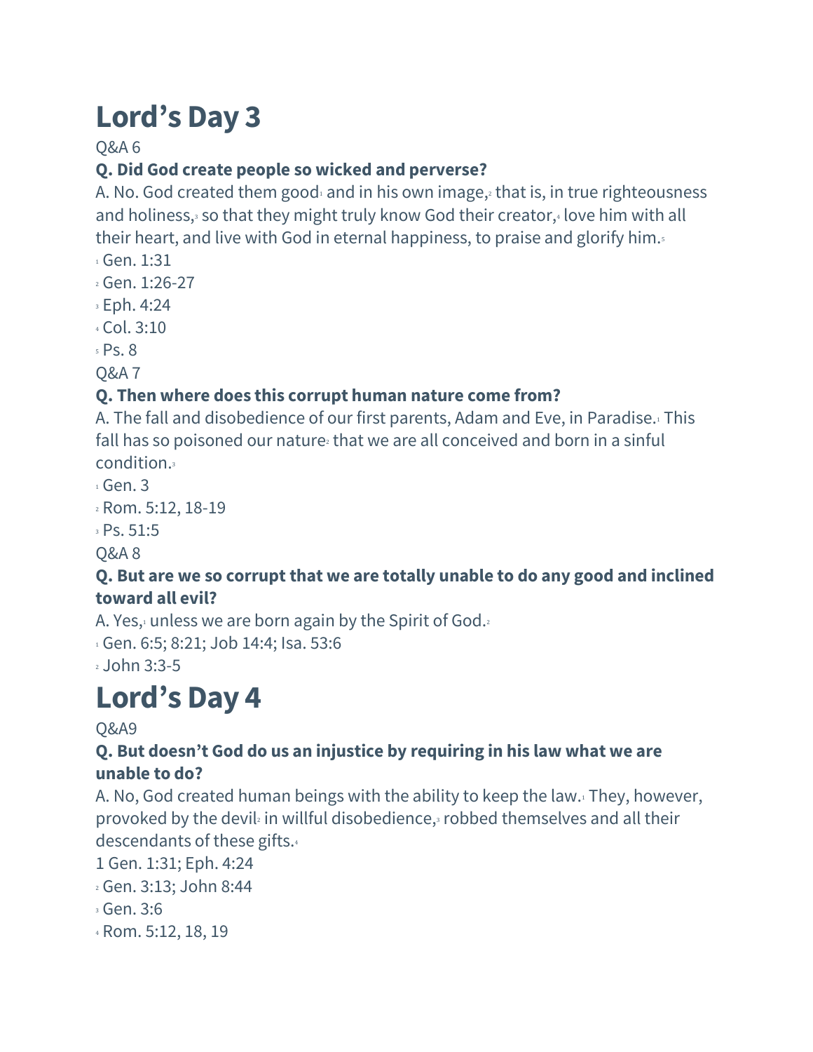# Lord's Day 3

Q&A 6

**Q. Did God create people so wicked and perverse?**

A. No. God created them good[1] and in his own image,[2] that is, in true righteousness and holiness,[3] so that they might truly know God their creator,[4] love him with all their heart, and live with God in eternal happiness, to praise and glorify him.[5]

[1] Gen. 1:31

[2] Gen. 1:26-27

[3] Eph. 4:24

[4] Col. 3:10

[5] Ps. 8

Q&A 7

**Q. Then where does this corrupt human nature come from?**

A. The fall and disobedience of our first parents, Adam and Eve, in Paradise.[1] This fall has so poisoned our nature[2] that we are all conceived and born in a sinful condition.[3]

[1] Gen. 3

[2] Rom. 5:12, 18-19

[3] Ps. 51:5

Q&A 8

**Q. But are we so corrupt that we are totally unable to do any good and inclined toward all evil?**

A. Yes,[1] unless we are born again by the Spirit of God.[2]

[1] Gen. 6:5; 8:21; Job 14:4; Isa. 53:6

[2] John 3:3-5

# Lord's Day 4

Q&A9

**Q. But doesn't God do us an injustice by requiring in his law what we are unable to do?**

A. No, God created human beings with the ability to keep the law.[1] They, however, provoked by the devil[2] in willful disobedience,[3] robbed themselves and all their descendants of these gifts.[4]

1 Gen. 1:31; Eph. 4:24

[2] Gen. 3:13; John 8:44

[3] Gen. 3:6

[4] Rom. 5:12, 18, 19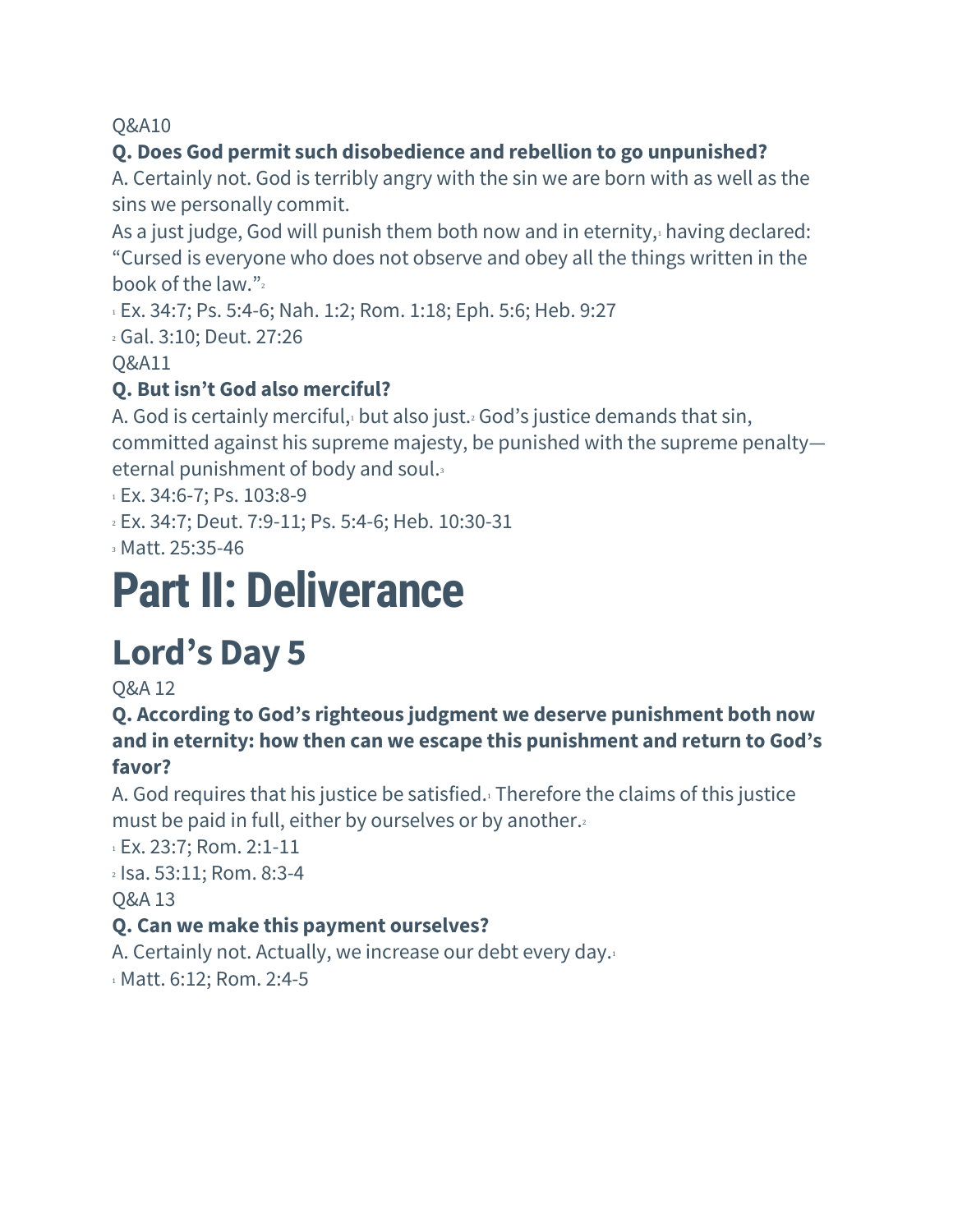Q&A10

**Q. Does God permit such disobedience and rebellion to go unpunished?**

A. Certainly not. God is terribly angry with the sin we are born with as well as the sins we personally commit.

As a just judge, God will punish them both now and in eternity,[1] having declared: "Cursed is everyone who does not observe and obey all the things written in the book of the law."[2]

[1] Ex. 34:7; Ps. 5:4-6; Nah. 1:2; Rom. 1:18; Eph. 5:6; Heb. 9:27

[2] Gal. 3:10; Deut. 27:26

Q&A11

**Q. But isn't God also merciful?**

A. God is certainly merciful,[1] but also just.[2] God's justice demands that sin, committed against his supreme majesty, be punished with the supreme penalty—eternal punishment of body and soul.[3]

[1] Ex. 34:6-7; Ps. 103:8-9

[2] Ex. 34:7; Deut. 7:9-11; Ps. 5:4-6; Heb. 10:30-31

[3] Matt. 25:35-46

# Part II: Deliverance

## Lord's Day 5

Q&A 12

**Q. According to God's righteous judgment we deserve punishment both now and in eternity: how then can we escape this punishment and return to God's favor?**

A. God requires that his justice be satisfied.[1] Therefore the claims of this justice must be paid in full, either by ourselves or by another.[2]

[1] Ex. 23:7; Rom. 2:1-11

[2] Isa. 53:11; Rom. 8:3-4

Q&A 13

**Q. Can we make this payment ourselves?**

A. Certainly not. Actually, we increase our debt every day.[1]

[1] Matt. 6:12; Rom. 2:4-5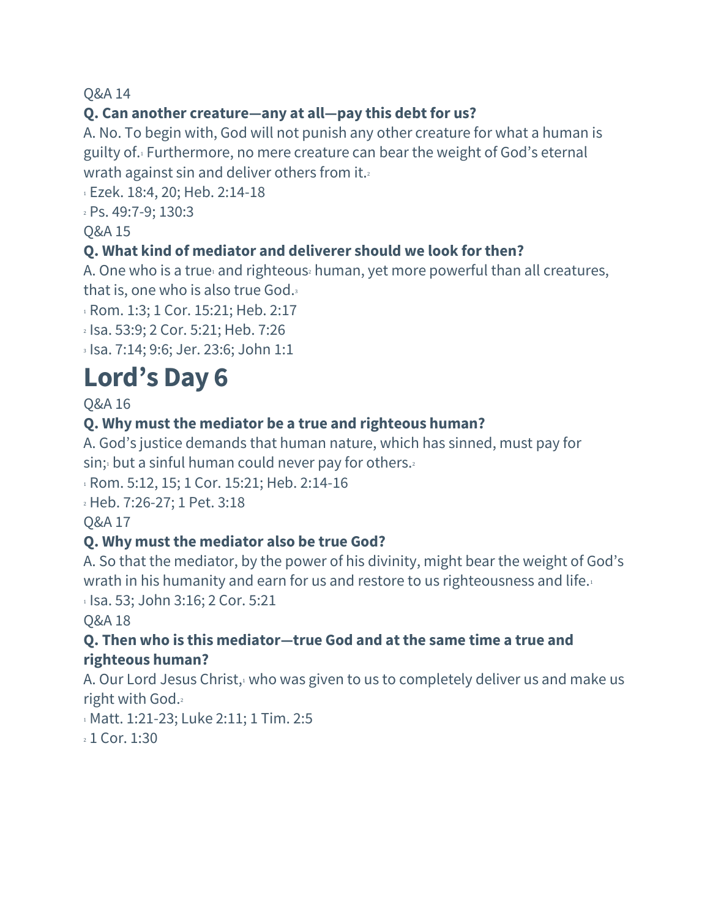Q&A 14

**Q. Can another creature—any at all—pay this debt for us?**

A. No. To begin with, God will not punish any other creature for what a human is guilty of.[1] Furthermore, no mere creature can bear the weight of God's eternal wrath against sin and deliver others from it.[2]

[1] Ezek. 18:4, 20; Heb. 2:14-18

[2] Ps. 49:7-9; 130:3

Q&A 15

**Q. What kind of mediator and deliverer should we look for then?**

A. One who is a true[1] and righteous[2] human, yet more powerful than all creatures, that is, one who is also true God.[3]

[1] Rom. 1:3; 1 Cor. 15:21; Heb. 2:17

[2] Isa. 53:9; 2 Cor. 5:21; Heb. 7:26

[3] Isa. 7:14; 9:6; Jer. 23:6; John 1:1

# Lord's Day 6

Q&A 16

**Q. Why must the mediator be a true and righteous human?**

A. God's justice demands that human nature, which has sinned, must pay for sin;[1] but a sinful human could never pay for others.[2]

[1] Rom. 5:12, 15; 1 Cor. 15:21; Heb. 2:14-16

[2] Heb. 7:26-27; 1 Pet. 3:18

Q&A 17

**Q. Why must the mediator also be true God?**

A. So that the mediator, by the power of his divinity, might bear the weight of God's wrath in his humanity and earn for us and restore to us righteousness and life.[1]

[1] Isa. 53; John 3:16; 2 Cor. 5:21

Q&A 18

**Q. Then who is this mediator—true God and at the same time a true and righteous human?**

A. Our Lord Jesus Christ,[1] who was given to us to completely deliver us and make us right with God.[2]

[1] Matt. 1:21-23; Luke 2:11; 1 Tim. 2:5

[2] 1 Cor. 1:30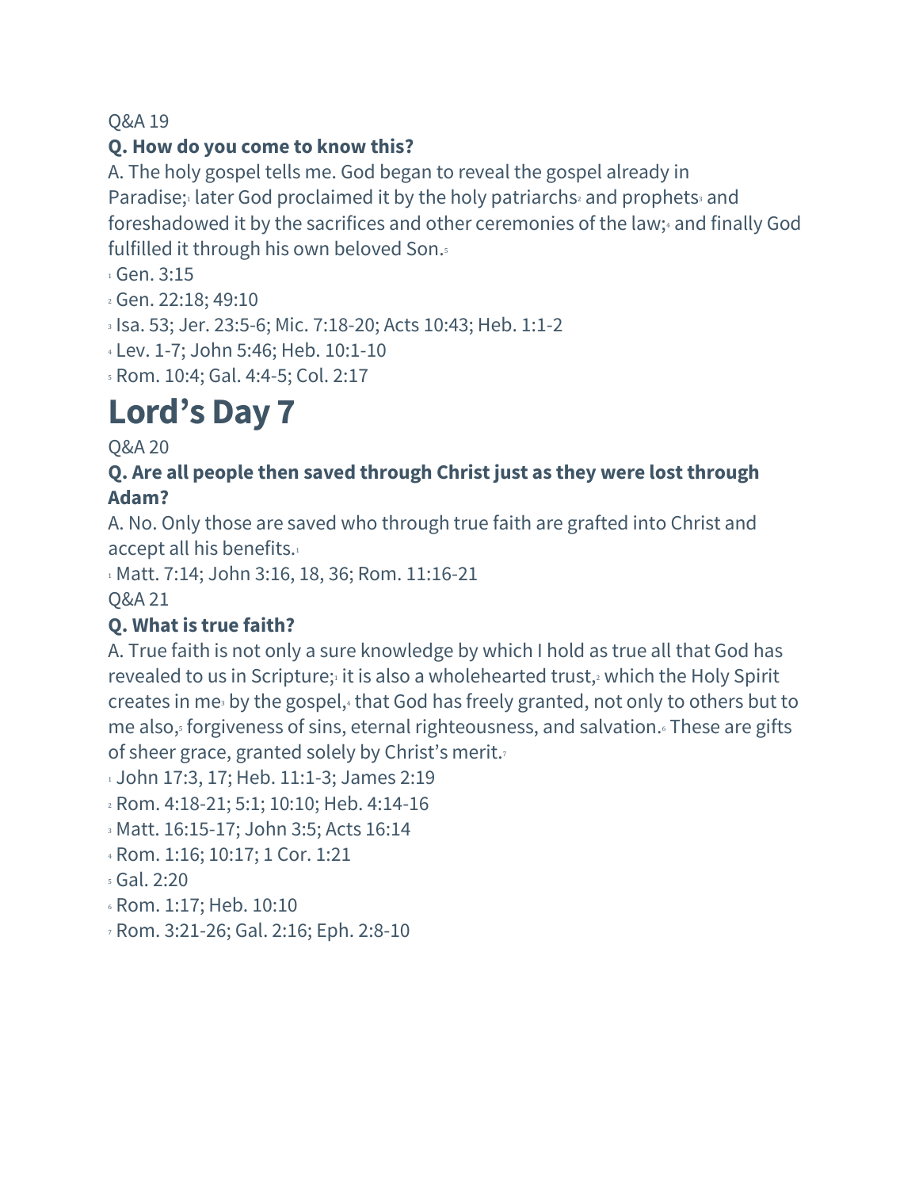Q&A 19

**Q. How do you come to know this?**

A. The holy gospel tells me. God began to reveal the gospel already in Paradise;[1] later God proclaimed it by the holy patriarchs[2] and prophets[3] and foreshadowed it by the sacrifices and other ceremonies of the law;[4] and finally God fulfilled it through his own beloved Son.[5]

[1] Gen. 3:15

[2] Gen. 22:18; 49:10

[3] Isa. 53; Jer. 23:5-6; Mic. 7:18-20; Acts 10:43; Heb. 1:1-2

[4] Lev. 1-7; John 5:46; Heb. 10:1-10

[5] Rom. 10:4; Gal. 4:4-5; Col. 2:17

# Lord's Day 7

Q&A 20

**Q. Are all people then saved through Christ just as they were lost through Adam?**

A. No. Only those are saved who through true faith are grafted into Christ and accept all his benefits.[1]

[1] Matt. 7:14; John 3:16, 18, 36; Rom. 11:16-21

Q&A 21

**Q. What is true faith?**

A. True faith is not only a sure knowledge by which I hold as true all that God has revealed to us in Scripture;[1] it is also a wholehearted trust,[2] which the Holy Spirit creates in me[3] by the gospel,[4] that God has freely granted, not only to others but to me also,[5] forgiveness of sins, eternal righteousness, and salvation.[6] These are gifts of sheer grace, granted solely by Christ's merit.[7]

[1] John 17:3, 17; Heb. 11:1-3; James 2:19

[2] Rom. 4:18-21; 5:1; 10:10; Heb. 4:14-16

[3] Matt. 16:15-17; John 3:5; Acts 16:14

[4] Rom. 1:16; 10:17; 1 Cor. 1:21

[5] Gal. 2:20

[6] Rom. 1:17; Heb. 10:10

[7] Rom. 3:21-26; Gal. 2:16; Eph. 2:8-10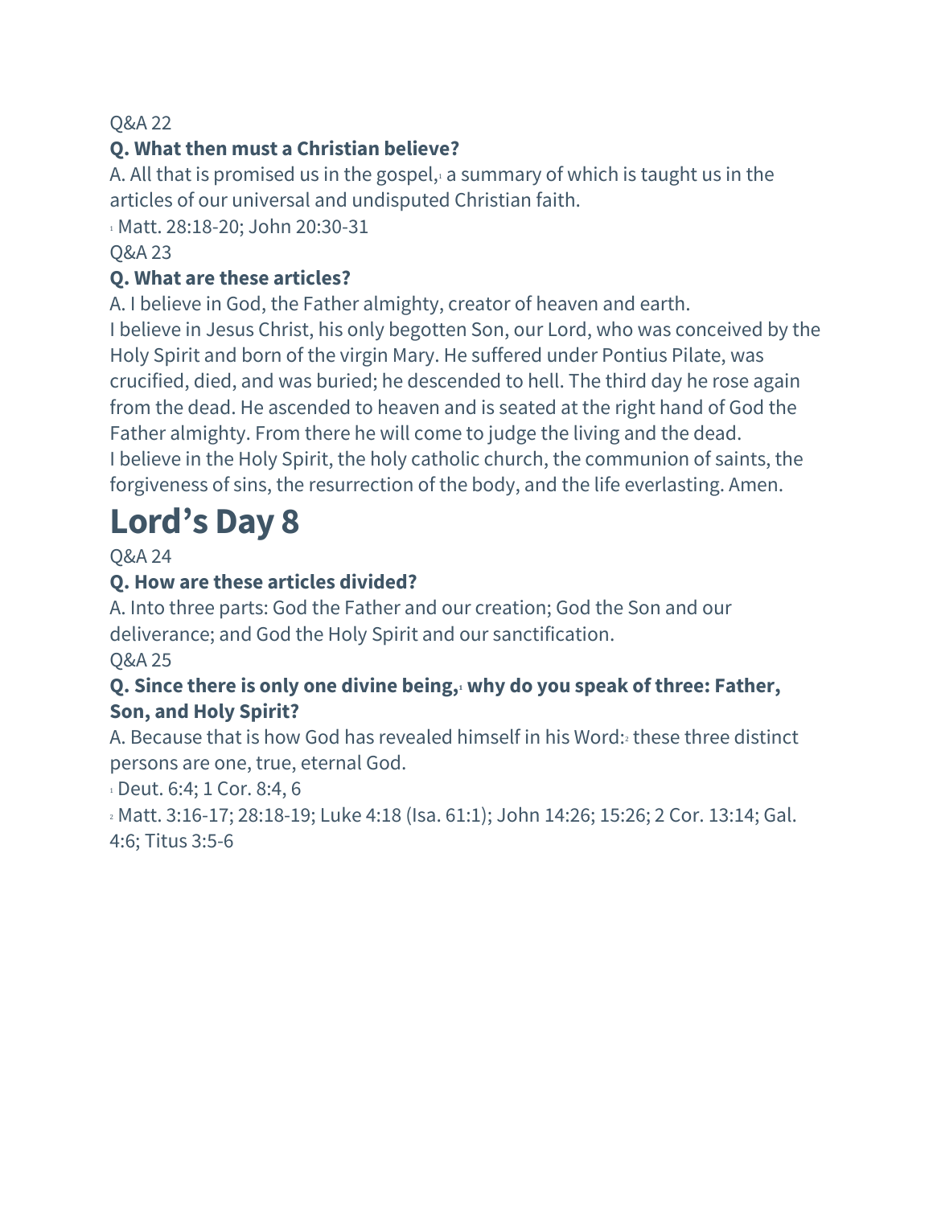Q&A 22

**Q. What then must a Christian believe?**

A. All that is promised us in the gospel,[1] a summary of which is taught us in the articles of our universal and undisputed Christian faith.

[1] Matt. 28:18-20; John 20:30-31

Q&A 23

**Q. What are these articles?**

A. I believe in God, the Father almighty, creator of heaven and earth.
I believe in Jesus Christ, his only begotten Son, our Lord, who was conceived by the Holy Spirit and born of the virgin Mary. He suffered under Pontius Pilate, was crucified, died, and was buried; he descended to hell. The third day he rose again from the dead. He ascended to heaven and is seated at the right hand of God the Father almighty. From there he will come to judge the living and the dead.
I believe in the Holy Spirit, the holy catholic church, the communion of saints, the forgiveness of sins, the resurrection of the body, and the life everlasting. Amen.

# Lord's Day 8

Q&A 24

**Q. How are these articles divided?**

A. Into three parts: God the Father and our creation; God the Son and our deliverance; and God the Holy Spirit and our sanctification.

Q&A 25

**Q. Since there is only one divine being,[1] why do you speak of three: Father, Son, and Holy Spirit?**

A. Because that is how God has revealed himself in his Word:[2] these three distinct persons are one, true, eternal God.

[1] Deut. 6:4; 1 Cor. 8:4, 6

[2] Matt. 3:16-17; 28:18-19; Luke 4:18 (Isa. 61:1); John 14:26; 15:26; 2 Cor. 13:14; Gal. 4:6; Titus 3:5-6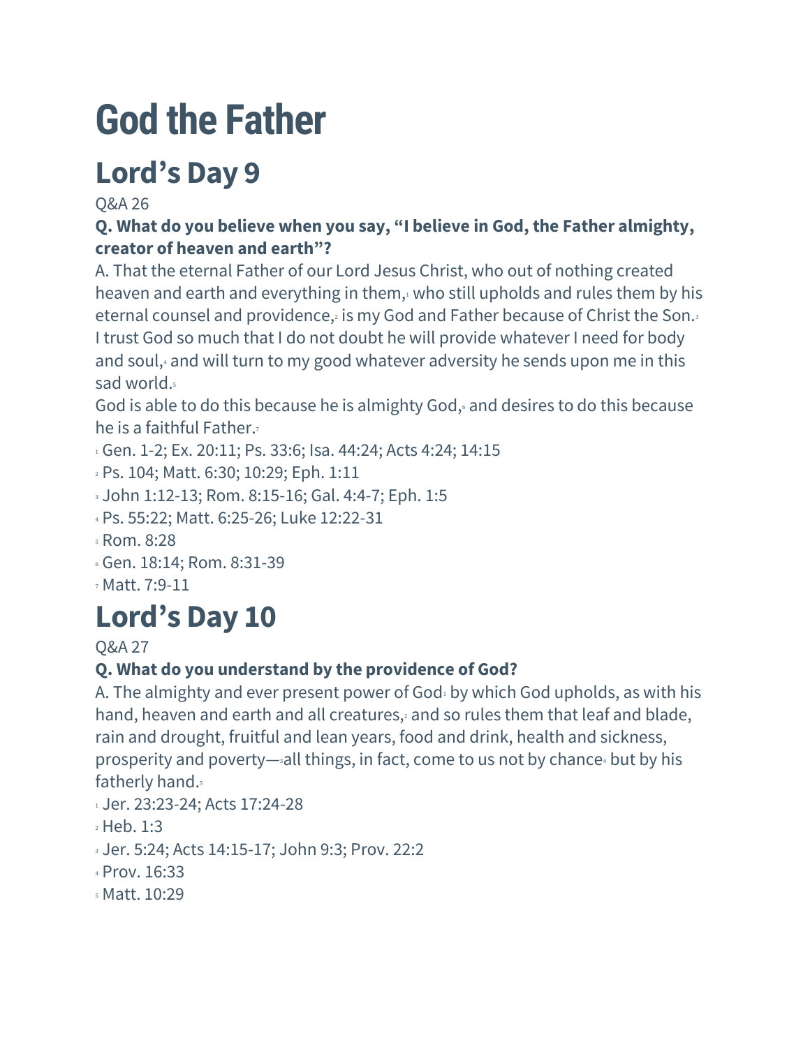# God the Father

## Lord's Day 9

Q&A 26

**Q. What do you believe when you say, "I believe in God, the Father almighty, creator of heaven and earth"?**

A. That the eternal Father of our Lord Jesus Christ, who out of nothing created heaven and earth and everything in them,[1] who still upholds and rules them by his eternal counsel and providence,[2] is my God and Father because of Christ the Son.[3]
I trust God so much that I do not doubt he will provide whatever I need for body and soul,[4] and will turn to my good whatever adversity he sends upon me in this sad world.[5]
God is able to do this because he is almighty God,[6] and desires to do this because he is a faithful Father.[7]

[1] Gen. 1-2; Ex. 20:11; Ps. 33:6; Isa. 44:24; Acts 4:24; 14:15
[2] Ps. 104; Matt. 6:30; 10:29; Eph. 1:11
[3] John 1:12-13; Rom. 8:15-16; Gal. 4:4-7; Eph. 1:5
[4] Ps. 55:22; Matt. 6:25-26; Luke 12:22-31
[5] Rom. 8:28
[6] Gen. 18:14; Rom. 8:31-39
[7] Matt. 7:9-11

## Lord's Day 10

Q&A 27

**Q. What do you understand by the providence of God?**

A. The almighty and ever present power of God[1] by which God upholds, as with his hand, heaven and earth and all creatures,[2] and so rules them that leaf and blade, rain and drought, fruitful and lean years, food and drink, health and sickness, prosperity and poverty—[3]all things, in fact, come to us not by chance[4] but by his fatherly hand.[5]

[1] Jer. 23:23-24; Acts 17:24-28
[2] Heb. 1:3
[3] Jer. 5:24; Acts 14:15-17; John 9:3; Prov. 22:2
[4] Prov. 16:33
[5] Matt. 10:29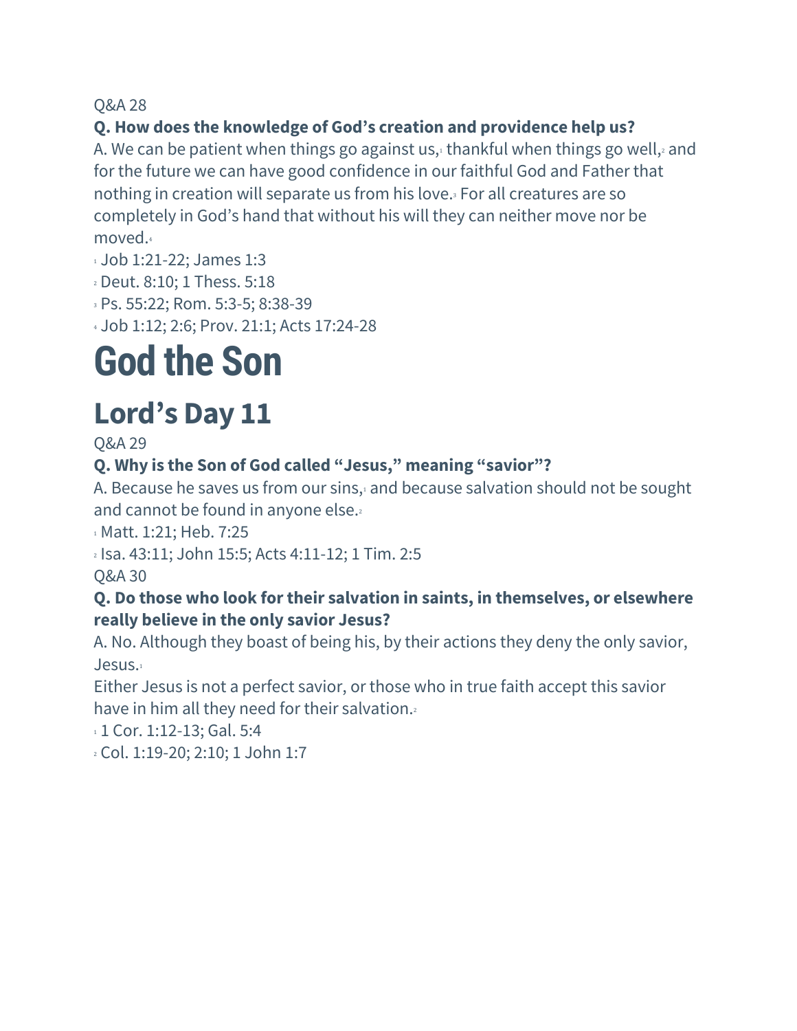Q&A 28

**Q. How does the knowledge of God's creation and providence help us?**

A. We can be patient when things go against us,[1] thankful when things go well,[2] and for the future we can have good confidence in our faithful God and Father that nothing in creation will separate us from his love.[3] For all creatures are so completely in God's hand that without his will they can neither move nor be moved.[4]

[1] Job 1:21-22; James 1:3

[2] Deut. 8:10; 1 Thess. 5:18

[3] Ps. 55:22; Rom. 5:3-5; 8:38-39

[4] Job 1:12; 2:6; Prov. 21:1; Acts 17:24-28

# God the Son

## Lord's Day 11

Q&A 29

**Q. Why is the Son of God called "Jesus," meaning "savior"?**

A. Because he saves us from our sins,[1] and because salvation should not be sought and cannot be found in anyone else.[2]

[1] Matt. 1:21; Heb. 7:25

[2] Isa. 43:11; John 15:5; Acts 4:11-12; 1 Tim. 2:5

Q&A 30

**Q. Do those who look for their salvation in saints, in themselves, or elsewhere really believe in the only savior Jesus?**

A. No. Although they boast of being his, by their actions they deny the only savior, Jesus.[1]

Either Jesus is not a perfect savior, or those who in true faith accept this savior have in him all they need for their salvation.[2]

[1] 1 Cor. 1:12-13; Gal. 5:4

[2] Col. 1:19-20; 2:10; 1 John 1:7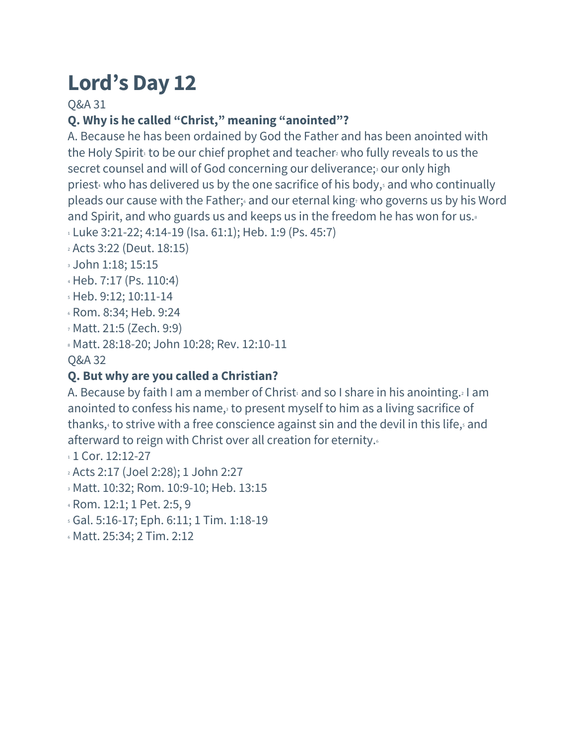# Lord's Day 12

Q&A 31

**Q. Why is he called "Christ," meaning "anointed"?**

A. Because he has been ordained by God the Father and has been anointed with the Holy Spirit[1] to be our chief prophet and teacher[2] who fully reveals to us the secret counsel and will of God concerning our deliverance;[3] our only high priest[4] who has delivered us by the one sacrifice of his body,[5] and who continually pleads our cause with the Father;[6] and our eternal king[7] who governs us by his Word and Spirit, and who guards us and keeps us in the freedom he has won for us.[8]

[1] Luke 3:21-22; 4:14-19 (Isa. 61:1); Heb. 1:9 (Ps. 45:7)
[2] Acts 3:22 (Deut. 18:15)
[3] John 1:18; 15:15
[4] Heb. 7:17 (Ps. 110:4)
[5] Heb. 9:12; 10:11-14
[6] Rom. 8:34; Heb. 9:24
[7] Matt. 21:5 (Zech. 9:9)
[8] Matt. 28:18-20; John 10:28; Rev. 12:10-11

Q&A 32

**Q. But why are you called a Christian?**

A. Because by faith I am a member of Christ[1] and so I share in his anointing.[2] I am anointed to confess his name,[3] to present myself to him as a living sacrifice of thanks,[4] to strive with a free conscience against sin and the devil in this life,[5] and afterward to reign with Christ over all creation for eternity.[6]

[1] 1 Cor. 12:12-27
[2] Acts 2:17 (Joel 2:28); 1 John 2:27
[3] Matt. 10:32; Rom. 10:9-10; Heb. 13:15
[4] Rom. 12:1; 1 Pet. 2:5, 9
[5] Gal. 5:16-17; Eph. 6:11; 1 Tim. 1:18-19
[6] Matt. 25:34; 2 Tim. 2:12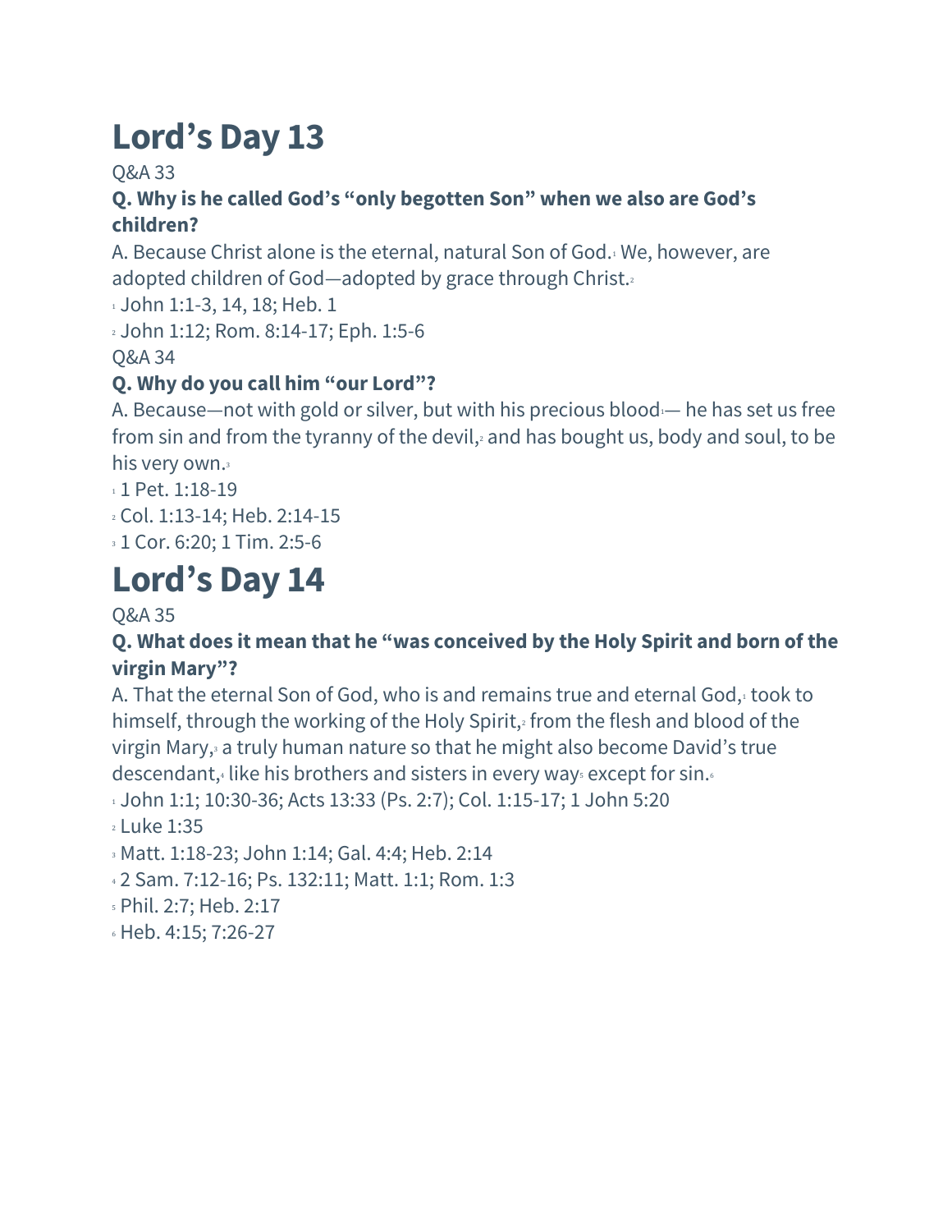# Lord's Day 13

Q&A 33

**Q. Why is he called God's "only begotten Son" when we also are God's children?**

A. Because Christ alone is the eternal, natural Son of God.[1] We, however, are adopted children of God—adopted by grace through Christ.[2]

[1] John 1:1-3, 14, 18; Heb. 1

[2] John 1:12; Rom. 8:14-17; Eph. 1:5-6

Q&A 34

**Q. Why do you call him "our Lord"?**

A. Because—not with gold or silver, but with his precious blood[1]— he has set us free from sin and from the tyranny of the devil,[2] and has bought us, body and soul, to be his very own.[3]

[1] 1 Pet. 1:18-19

[2] Col. 1:13-14; Heb. 2:14-15

[3] 1 Cor. 6:20; 1 Tim. 2:5-6

# Lord's Day 14

Q&A 35

**Q. What does it mean that he "was conceived by the Holy Spirit and born of the virgin Mary"?**

A. That the eternal Son of God, who is and remains true and eternal God,[1] took to himself, through the working of the Holy Spirit,[2] from the flesh and blood of the virgin Mary,[3] a truly human nature so that he might also become David's true descendant,[4] like his brothers and sisters in every way[5] except for sin.[6]

[1] John 1:1; 10:30-36; Acts 13:33 (Ps. 2:7); Col. 1:15-17; 1 John 5:20

[2] Luke 1:35

[3] Matt. 1:18-23; John 1:14; Gal. 4:4; Heb. 2:14

[4] 2 Sam. 7:12-16; Ps. 132:11; Matt. 1:1; Rom. 1:3

[5] Phil. 2:7; Heb. 2:17

[6] Heb. 4:15; 7:26-27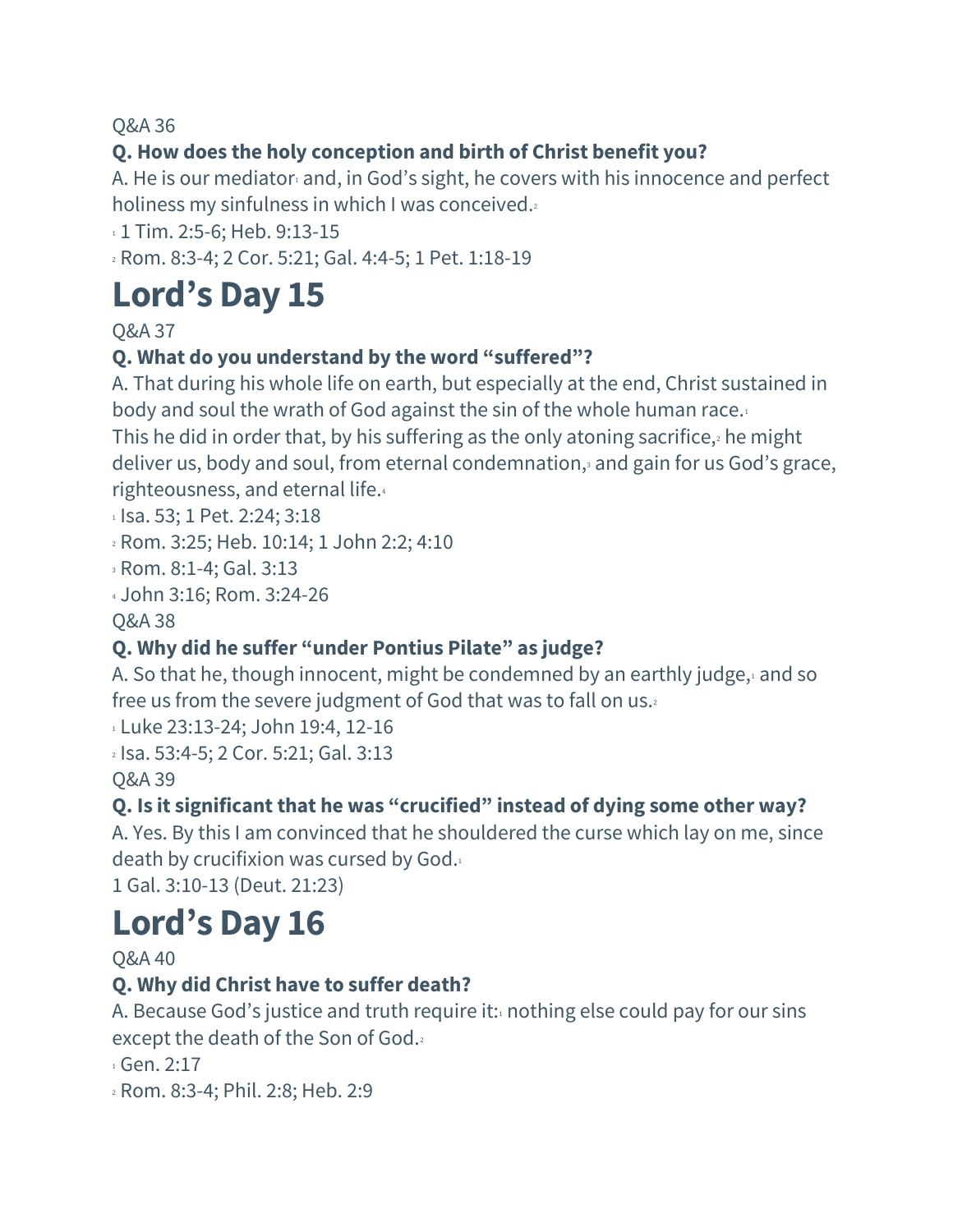Q&A 36

**Q. How does the holy conception and birth of Christ benefit you?**

A. He is our mediator[1] and, in God's sight, he covers with his innocence and perfect holiness my sinfulness in which I was conceived.[2]

[1] 1 Tim. 2:5-6; Heb. 9:13-15

[2] Rom. 8:3-4; 2 Cor. 5:21; Gal. 4:4-5; 1 Pet. 1:18-19

# Lord's Day 15

Q&A 37

**Q. What do you understand by the word "suffered"?**

A. That during his whole life on earth, but especially at the end, Christ sustained in body and soul the wrath of God against the sin of the whole human race.[1]
This he did in order that, by his suffering as the only atoning sacrifice,[2] he might deliver us, body and soul, from eternal condemnation,[3] and gain for us God's grace, righteousness, and eternal life.[4]

[1] Isa. 53; 1 Pet. 2:24; 3:18

[2] Rom. 3:25; Heb. 10:14; 1 John 2:2; 4:10

[3] Rom. 8:1-4; Gal. 3:13

[4] John 3:16; Rom. 3:24-26

Q&A 38

**Q. Why did he suffer "under Pontius Pilate" as judge?**

A. So that he, though innocent, might be condemned by an earthly judge,[1] and so free us from the severe judgment of God that was to fall on us.[2]

[1] Luke 23:13-24; John 19:4, 12-16

[2] Isa. 53:4-5; 2 Cor. 5:21; Gal. 3:13

Q&A 39

**Q. Is it significant that he was "crucified" instead of dying some other way?**

A. Yes. By this I am convinced that he shouldered the curse which lay on me, since death by crucifixion was cursed by God.[1]

1 Gal. 3:10-13 (Deut. 21:23)

# Lord's Day 16

Q&A 40

**Q. Why did Christ have to suffer death?**

A. Because God's justice and truth require it:[1] nothing else could pay for our sins except the death of the Son of God.[2]

[1] Gen. 2:17

[2] Rom. 8:3-4; Phil. 2:8; Heb. 2:9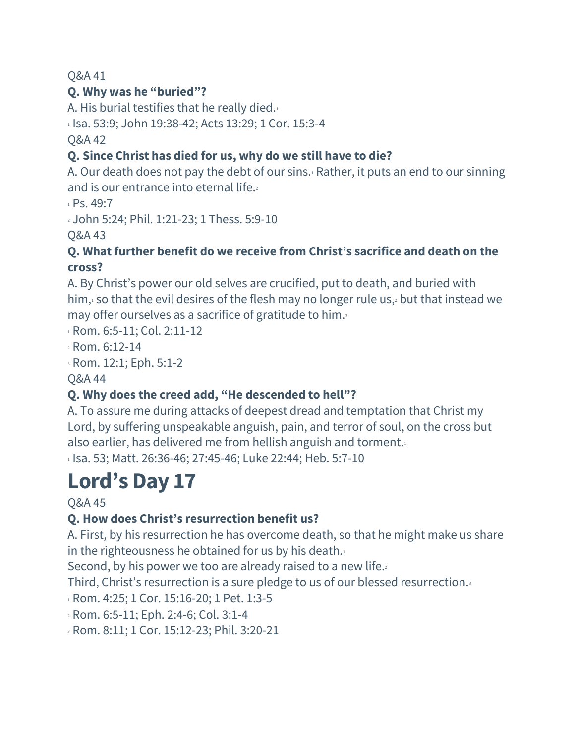Q&A 41

**Q. Why was he "buried"?**

A. His burial testifies that he really died.[1]

[1] Isa. 53:9; John 19:38-42; Acts 13:29; 1 Cor. 15:3-4

Q&A 42

**Q. Since Christ has died for us, why do we still have to die?**

A. Our death does not pay the debt of our sins.[1] Rather, it puts an end to our sinning and is our entrance into eternal life.[2]

[1] Ps. 49:7

[2] John 5:24; Phil. 1:21-23; 1 Thess. 5:9-10

Q&A 43

**Q. What further benefit do we receive from Christ's sacrifice and death on the cross?**

A. By Christ's power our old selves are crucified, put to death, and buried with him,[1] so that the evil desires of the flesh may no longer rule us,[2] but that instead we may offer ourselves as a sacrifice of gratitude to him.[3]

[1] Rom. 6:5-11; Col. 2:11-12

[2] Rom. 6:12-14

[3] Rom. 12:1; Eph. 5:1-2

Q&A 44

**Q. Why does the creed add, "He descended to hell"?**

A. To assure me during attacks of deepest dread and temptation that Christ my Lord, by suffering unspeakable anguish, pain, and terror of soul, on the cross but also earlier, has delivered me from hellish anguish and torment.[1]

[1] Isa. 53; Matt. 26:36-46; 27:45-46; Luke 22:44; Heb. 5:7-10

# Lord's Day 17

Q&A 45

**Q. How does Christ's resurrection benefit us?**

A. First, by his resurrection he has overcome death, so that he might make us share in the righteousness he obtained for us by his death.[1]

Second, by his power we too are already raised to a new life.[2]

Third, Christ's resurrection is a sure pledge to us of our blessed resurrection.[3]

[1] Rom. 4:25; 1 Cor. 15:16-20; 1 Pet. 1:3-5

[2] Rom. 6:5-11; Eph. 2:4-6; Col. 3:1-4

[3] Rom. 8:11; 1 Cor. 15:12-23; Phil. 3:20-21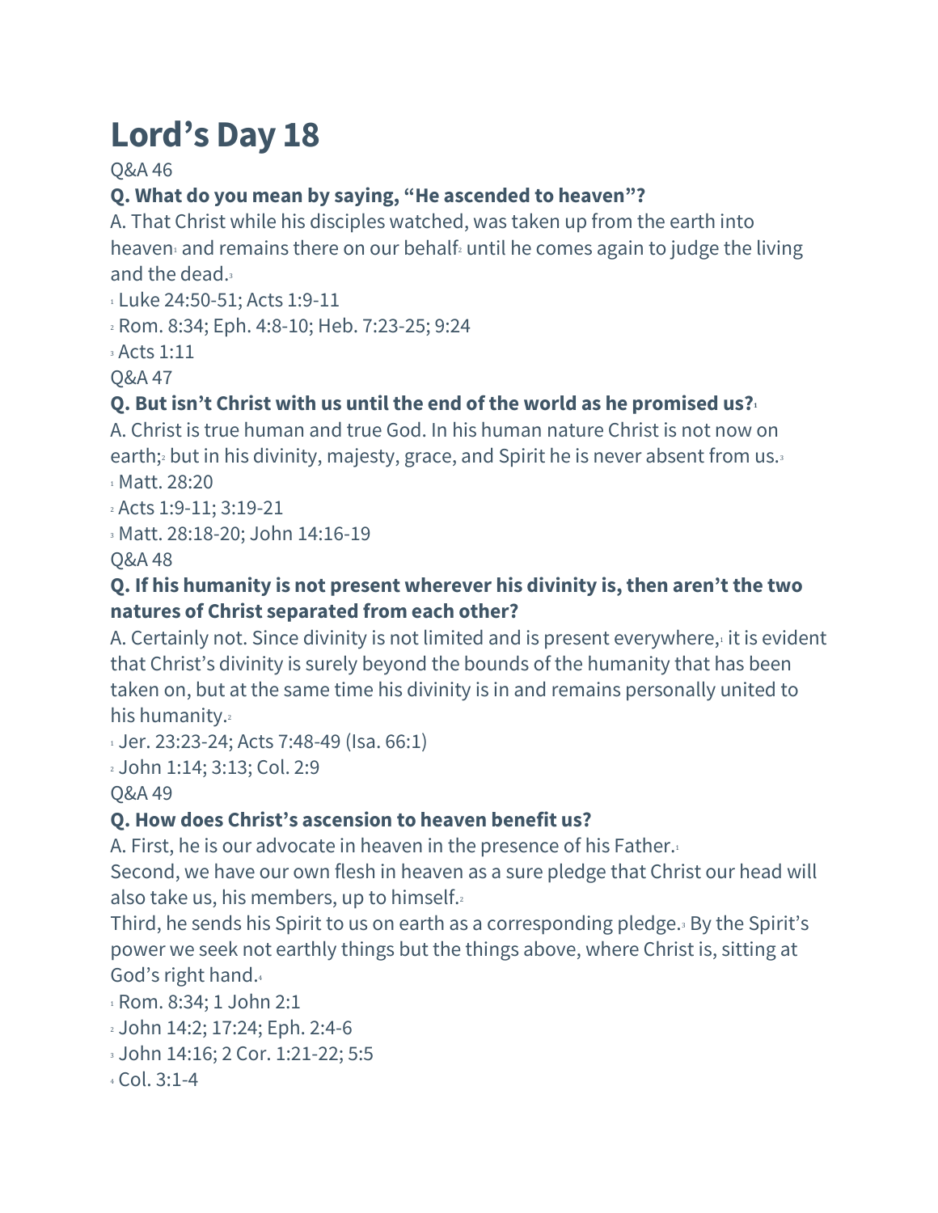# Lord's Day 18

Q&A 46

**Q. What do you mean by saying, "He ascended to heaven"?**

A. That Christ while his disciples watched, was taken up from the earth into heaven[1] and remains there on our behalf[2] until he comes again to judge the living and the dead.[3]

[1] Luke 24:50-51; Acts 1:9-11

[2] Rom. 8:34; Eph. 4:8-10; Heb. 7:23-25; 9:24

[3] Acts 1:11

Q&A 47

**Q. But isn't Christ with us until the end of the world as he promised us?**[1]

A. Christ is true human and true God. In his human nature Christ is not now on earth;[2] but in his divinity, majesty, grace, and Spirit he is never absent from us.[3]

[1] Matt. 28:20

[2] Acts 1:9-11; 3:19-21

[3] Matt. 28:18-20; John 14:16-19

Q&A 48

**Q. If his humanity is not present wherever his divinity is, then aren't the two natures of Christ separated from each other?**

A. Certainly not. Since divinity is not limited and is present everywhere,[1] it is evident that Christ's divinity is surely beyond the bounds of the humanity that has been taken on, but at the same time his divinity is in and remains personally united to his humanity.[2]

[1] Jer. 23:23-24; Acts 7:48-49 (Isa. 66:1)

[2] John 1:14; 3:13; Col. 2:9

Q&A 49

**Q. How does Christ's ascension to heaven benefit us?**

A. First, he is our advocate in heaven in the presence of his Father.[1]

Second, we have our own flesh in heaven as a sure pledge that Christ our head will also take us, his members, up to himself.[2]

Third, he sends his Spirit to us on earth as a corresponding pledge.[3] By the Spirit's power we seek not earthly things but the things above, where Christ is, sitting at God's right hand.[4]

[1] Rom. 8:34; 1 John 2:1

[2] John 14:2; 17:24; Eph. 2:4-6

[3] John 14:16; 2 Cor. 1:21-22; 5:5

[4] Col. 3:1-4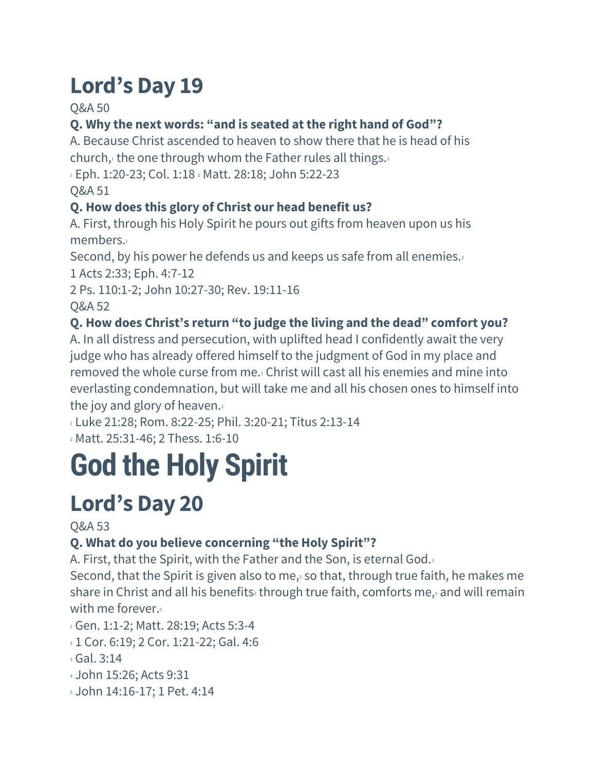## Lord's Day 19

Q&A 50

**Q. Why the next words: "and is seated at the right hand of God"?**

A. Because Christ ascended to heaven to show there that he is head of his church,[1] the one through whom the Father rules all things.[2]

[1] Eph. 1:20-23; Col. 1:18 [2] Matt. 28:18; John 5:22-23

Q&A 51

**Q. How does this glory of Christ our head benefit us?**

A. First, through his Holy Spirit he pours out gifts from heaven upon us his members.[1]

Second, by his power he defends us and keeps us safe from all enemies.[2]

1 Acts 2:33; Eph. 4:7-12

2 Ps. 110:1-2; John 10:27-30; Rev. 19:11-16

Q&A 52

**Q. How does Christ's return "to judge the living and the dead" comfort you?**

A. In all distress and persecution, with uplifted head I confidently await the very judge who has already offered himself to the judgment of God in my place and removed the whole curse from me.[1] Christ will cast all his enemies and mine into everlasting condemnation, but will take me and all his chosen ones to himself into the joy and glory of heaven.[2]

[1] Luke 21:28; Rom. 8:22-25; Phil. 3:20-21; Titus 2:13-14

[2] Matt. 25:31-46; 2 Thess. 1:6-10

# God the Holy Spirit

## Lord's Day 20

Q&A 53

**Q. What do you believe concerning "the Holy Spirit"?**

A. First, that the Spirit, with the Father and the Son, is eternal God.[1]

Second, that the Spirit is given also to me,[2] so that, through true faith, he makes me share in Christ and all his benefits[3] through true faith, comforts me,[4] and will remain with me forever.[5]

[1] Gen. 1:1-2; Matt. 28:19; Acts 5:3-4

[2] 1 Cor. 6:19; 2 Cor. 1:21-22; Gal. 4:6

[3] Gal. 3:14

[4] John 15:26; Acts 9:31

[5] John 14:16-17; 1 Pet. 4:14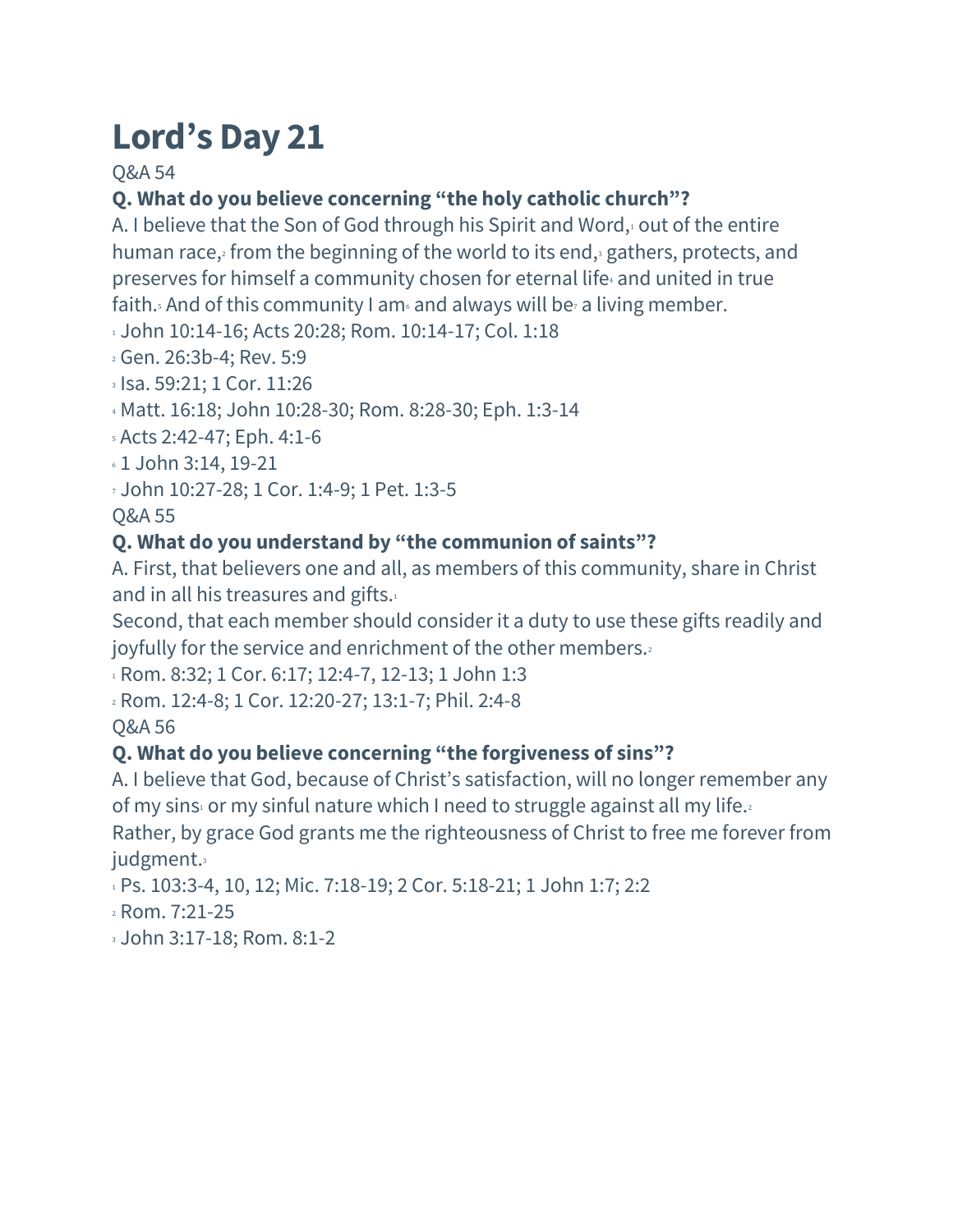# Lord's Day 21

Q&A 54

**Q. What do you believe concerning "the holy catholic church"?**

A. I believe that the Son of God through his Spirit and Word,[1] out of the entire human race,[2] from the beginning of the world to its end,[3] gathers, protects, and preserves for himself a community chosen for eternal life[4] and united in true faith.[5] And of this community I am[6] and always will be[7] a living member.

[1] John 10:14-16; Acts 20:28; Rom. 10:14-17; Col. 1:18

[2] Gen. 26:3b-4; Rev. 5:9

[3] Isa. 59:21; 1 Cor. 11:26

[4] Matt. 16:18; John 10:28-30; Rom. 8:28-30; Eph. 1:3-14

[5] Acts 2:42-47; Eph. 4:1-6

[6] 1 John 3:14, 19-21

[7] John 10:27-28; 1 Cor. 1:4-9; 1 Pet. 1:3-5

Q&A 55

**Q. What do you understand by "the communion of saints"?**

A. First, that believers one and all, as members of this community, share in Christ and in all his treasures and gifts.[1]

Second, that each member should consider it a duty to use these gifts readily and joyfully for the service and enrichment of the other members.[2]

[1] Rom. 8:32; 1 Cor. 6:17; 12:4-7, 12-13; 1 John 1:3

[2] Rom. 12:4-8; 1 Cor. 12:20-27; 13:1-7; Phil. 2:4-8

Q&A 56

**Q. What do you believe concerning "the forgiveness of sins"?**

A. I believe that God, because of Christ's satisfaction, will no longer remember any of my sins[1] or my sinful nature which I need to struggle against all my life.[2]

Rather, by grace God grants me the righteousness of Christ to free me forever from judgment.[3]

[1] Ps. 103:3-4, 10, 12; Mic. 7:18-19; 2 Cor. 5:18-21; 1 John 1:7; 2:2

[2] Rom. 7:21-25

[3] John 3:17-18; Rom. 8:1-2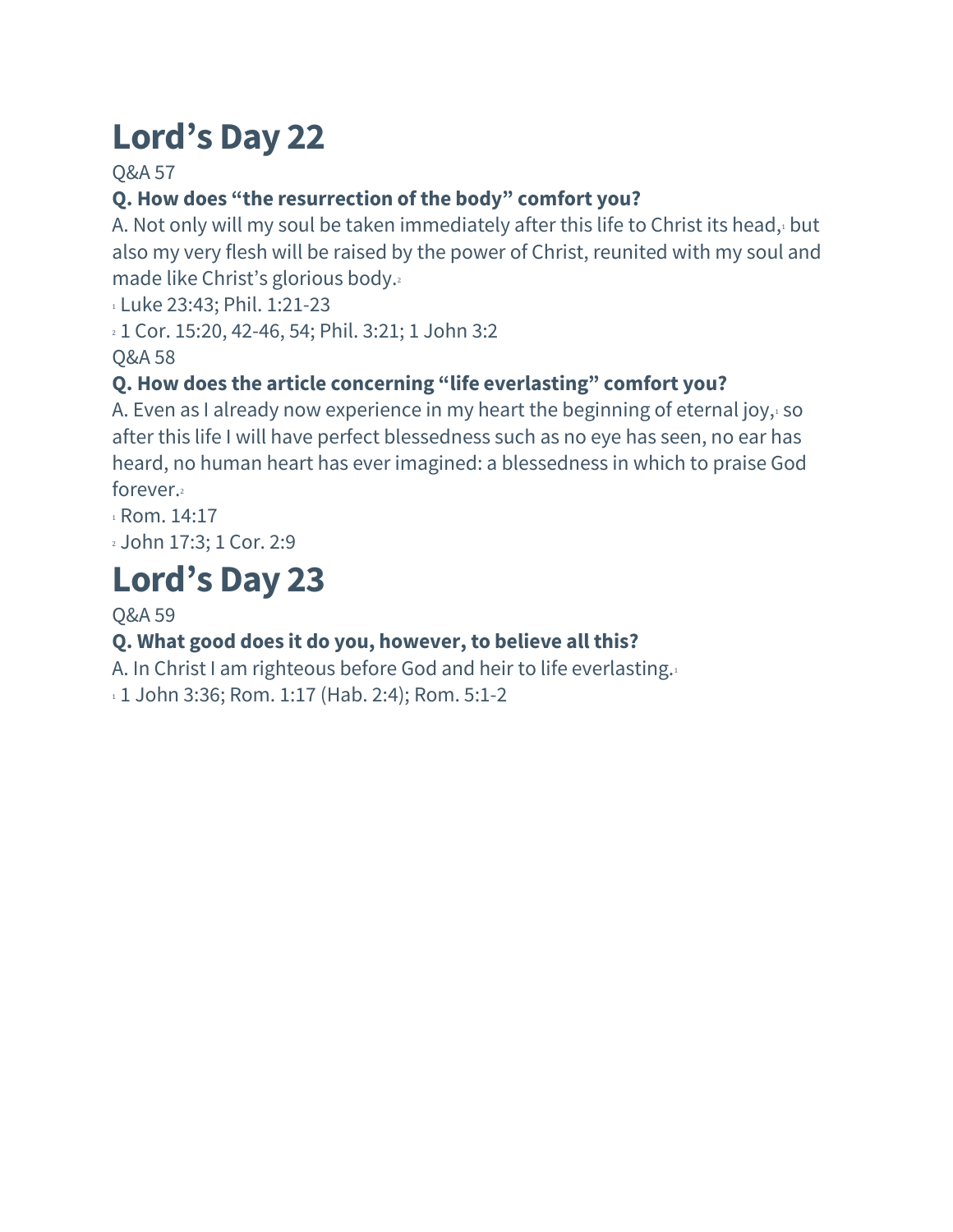# Lord's Day 22

Q&A 57

**Q. How does "the resurrection of the body" comfort you?**

A. Not only will my soul be taken immediately after this life to Christ its head,[1] but also my very flesh will be raised by the power of Christ, reunited with my soul and made like Christ's glorious body.[2]

[1] Luke 23:43; Phil. 1:21-23

[2] 1 Cor. 15:20, 42-46, 54; Phil. 3:21; 1 John 3:2

Q&A 58

**Q. How does the article concerning "life everlasting" comfort you?**

A. Even as I already now experience in my heart the beginning of eternal joy,[1] so after this life I will have perfect blessedness such as no eye has seen, no ear has heard, no human heart has ever imagined: a blessedness in which to praise God forever.[2]

[1] Rom. 14:17

[2] John 17:3; 1 Cor. 2:9

# Lord's Day 23

Q&A 59

**Q. What good does it do you, however, to believe all this?**

A. In Christ I am righteous before God and heir to life everlasting.[1]

[1] 1 John 3:36; Rom. 1:17 (Hab. 2:4); Rom. 5:1-2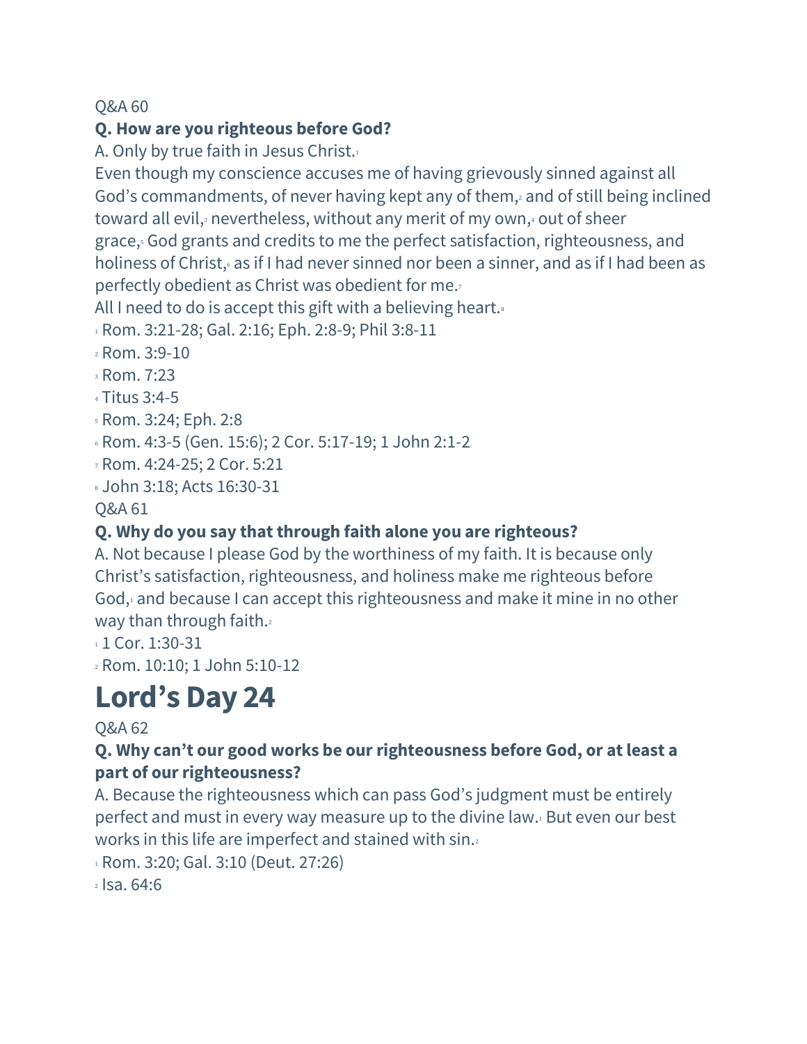Q&A 60

**Q. How are you righteous before God?**

A. Only by true faith in Jesus Christ.[1]

Even though my conscience accuses me of having grievously sinned against all God's commandments, of never having kept any of them,[2] and of still being inclined toward all evil,[3] nevertheless, without any merit of my own,[4] out of sheer grace,[5] God grants and credits to me the perfect satisfaction, righteousness, and holiness of Christ,[6] as if I had never sinned nor been a sinner, and as if I had been as perfectly obedient as Christ was obedient for me.[7]

All I need to do is accept this gift with a believing heart.[8]

[1] Rom. 3:21-28; Gal. 2:16; Eph. 2:8-9; Phil 3:8-11

[2] Rom. 3:9-10

[3] Rom. 7:23

[4] Titus 3:4-5

[5] Rom. 3:24; Eph. 2:8

[6] Rom. 4:3-5 (Gen. 15:6); 2 Cor. 5:17-19; 1 John 2:1-2

[7] Rom. 4:24-25; 2 Cor. 5:21

[8] John 3:18; Acts 16:30-31

Q&A 61

**Q. Why do you say that through faith alone you are righteous?**

A. Not because I please God by the worthiness of my faith. It is because only Christ's satisfaction, righteousness, and holiness make me righteous before God,[1] and because I can accept this righteousness and make it mine in no other way than through faith.[2]

[1] 1 Cor. 1:30-31

[2] Rom. 10:10; 1 John 5:10-12

# Lord's Day 24

Q&A 62

**Q. Why can't our good works be our righteousness before God, or at least a part of our righteousness?**

A. Because the righteousness which can pass God's judgment must be entirely perfect and must in every way measure up to the divine law.[1] But even our best works in this life are imperfect and stained with sin.[2]

[1] Rom. 3:20; Gal. 3:10 (Deut. 27:26)

[2] Isa. 64:6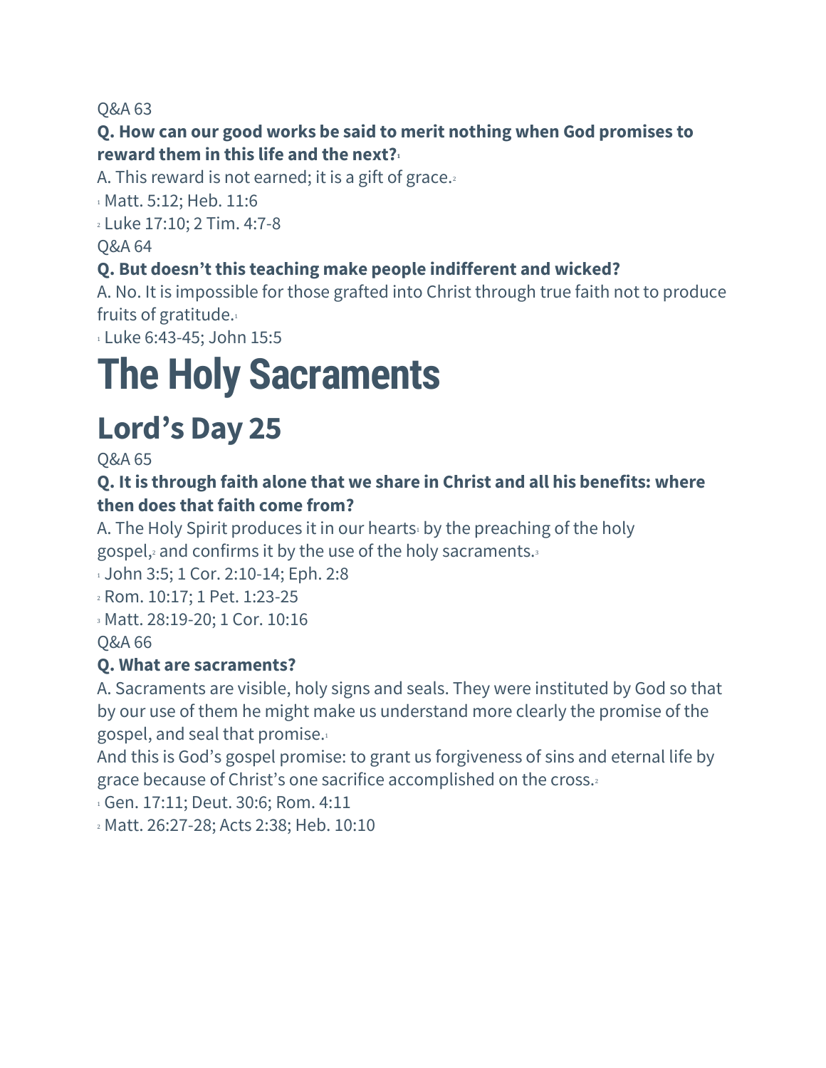Q&A 63

**Q. How can our good works be said to merit nothing when God promises to reward them in this life and the next?**[1]

A. This reward is not earned; it is a gift of grace.[2]

[1] Matt. 5:12; Heb. 11:6

[2] Luke 17:10; 2 Tim. 4:7-8

Q&A 64

**Q. But doesn't this teaching make people indifferent and wicked?**

A. No. It is impossible for those grafted into Christ through true faith not to produce fruits of gratitude.[1]

[1] Luke 6:43-45; John 15:5

# The Holy Sacraments

## Lord's Day 25

Q&A 65

**Q. It is through faith alone that we share in Christ and all his benefits: where then does that faith come from?**

A. The Holy Spirit produces it in our hearts[1] by the preaching of the holy gospel,[2] and confirms it by the use of the holy sacraments.[3]

[1] John 3:5; 1 Cor. 2:10-14; Eph. 2:8

[2] Rom. 10:17; 1 Pet. 1:23-25

[3] Matt. 28:19-20; 1 Cor. 10:16

Q&A 66

**Q. What are sacraments?**

A. Sacraments are visible, holy signs and seals. They were instituted by God so that by our use of them he might make us understand more clearly the promise of the gospel, and seal that promise.[1]

And this is God's gospel promise: to grant us forgiveness of sins and eternal life by grace because of Christ's one sacrifice accomplished on the cross.[2]

[1] Gen. 17:11; Deut. 30:6; Rom. 4:11

[2] Matt. 26:27-28; Acts 2:38; Heb. 10:10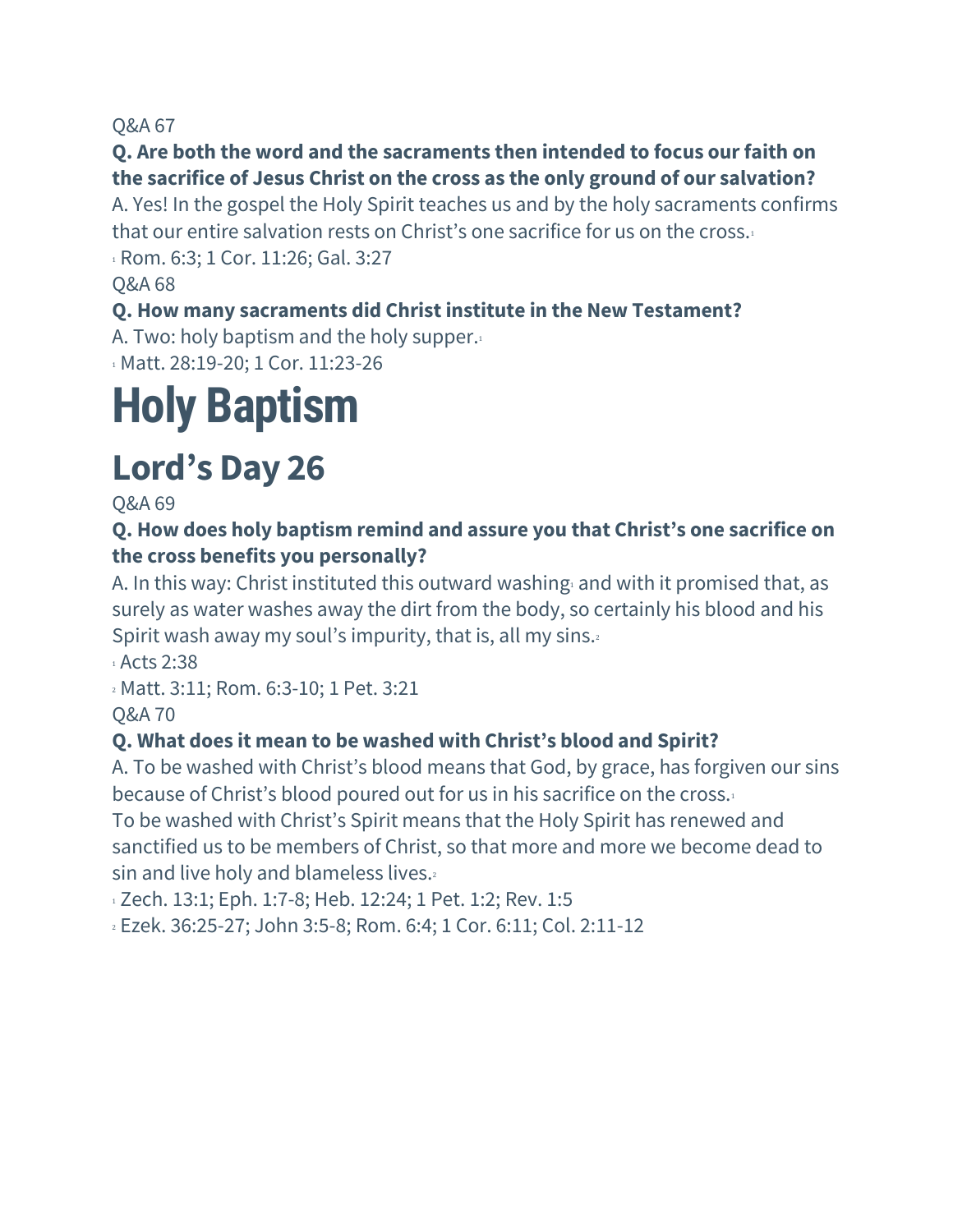Q&A 67

**Q. Are both the word and the sacraments then intended to focus our faith on the sacrifice of Jesus Christ on the cross as the only ground of our salvation?**

A. Yes! In the gospel the Holy Spirit teaches us and by the holy sacraments confirms that our entire salvation rests on Christ's one sacrifice for us on the cross.[1]

[1] Rom. 6:3; 1 Cor. 11:26; Gal. 3:27

Q&A 68

**Q. How many sacraments did Christ institute in the New Testament?**

A. Two: holy baptism and the holy supper.[1]

[1] Matt. 28:19-20; 1 Cor. 11:23-26

# Holy Baptism

## Lord's Day 26

Q&A 69

**Q. How does holy baptism remind and assure you that Christ's one sacrifice on the cross benefits you personally?**

A. In this way: Christ instituted this outward washing[1] and with it promised that, as surely as water washes away the dirt from the body, so certainly his blood and his Spirit wash away my soul's impurity, that is, all my sins.[2]

[1] Acts 2:38

[2] Matt. 3:11; Rom. 6:3-10; 1 Pet. 3:21

Q&A 70

**Q. What does it mean to be washed with Christ's blood and Spirit?**

A. To be washed with Christ's blood means that God, by grace, has forgiven our sins because of Christ's blood poured out for us in his sacrifice on the cross.[1]

To be washed with Christ's Spirit means that the Holy Spirit has renewed and sanctified us to be members of Christ, so that more and more we become dead to sin and live holy and blameless lives.[2]

[1] Zech. 13:1; Eph. 1:7-8; Heb. 12:24; 1 Pet. 1:2; Rev. 1:5

[2] Ezek. 36:25-27; John 3:5-8; Rom. 6:4; 1 Cor. 6:11; Col. 2:11-12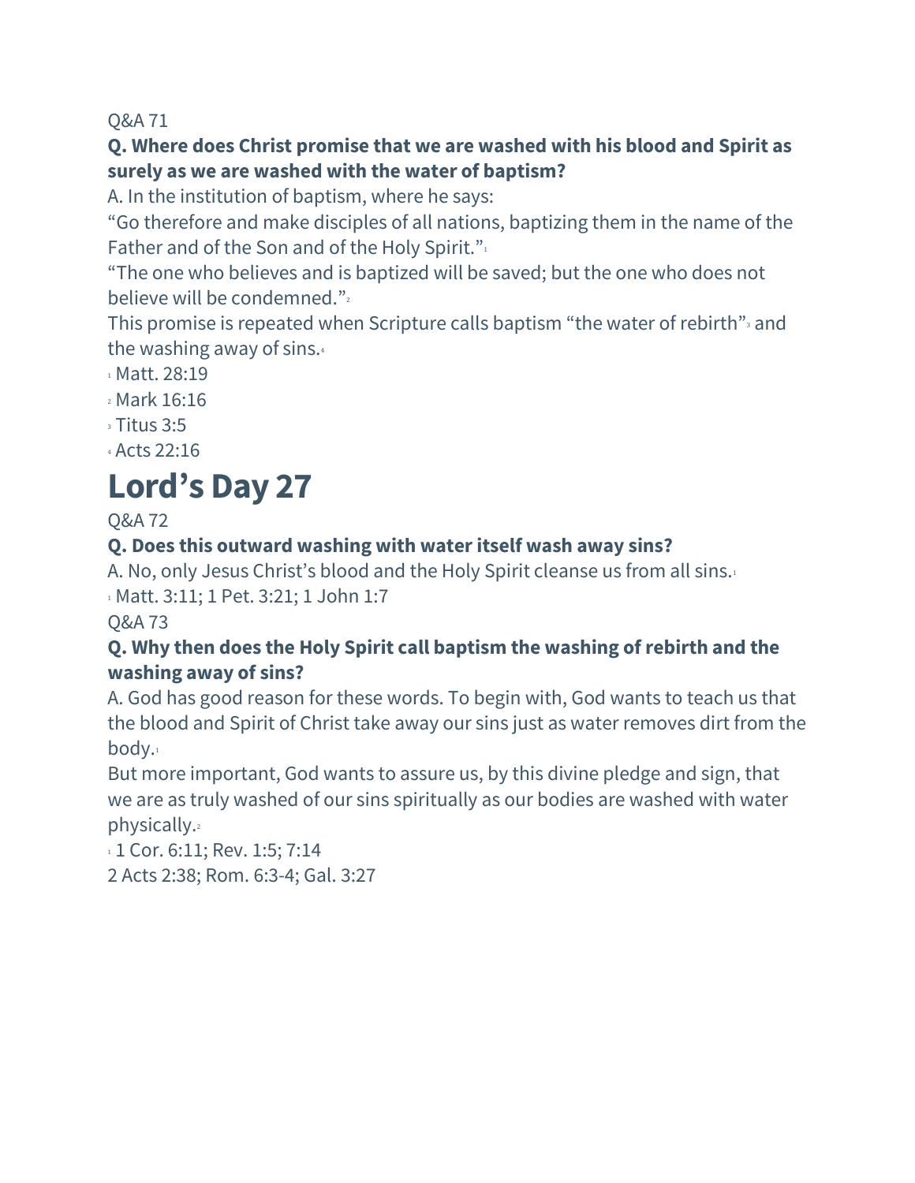Q&A 71

**Q. Where does Christ promise that we are washed with his blood and Spirit as surely as we are washed with the water of baptism?**

A. In the institution of baptism, where he says:

"Go therefore and make disciples of all nations, baptizing them in the name of the Father and of the Son and of the Holy Spirit."[1]

"The one who believes and is baptized will be saved; but the one who does not believe will be condemned."[2]

This promise is repeated when Scripture calls baptism "the water of rebirth"[3] and the washing away of sins.[4]

[1] Matt. 28:19

[2] Mark 16:16

[3] Titus 3:5

[4] Acts 22:16

# Lord's Day 27

Q&A 72

**Q. Does this outward washing with water itself wash away sins?**

A. No, only Jesus Christ's blood and the Holy Spirit cleanse us from all sins.[1]

[1] Matt. 3:11; 1 Pet. 3:21; 1 John 1:7

Q&A 73

**Q. Why then does the Holy Spirit call baptism the washing of rebirth and the washing away of sins?**

A. God has good reason for these words. To begin with, God wants to teach us that the blood and Spirit of Christ take away our sins just as water removes dirt from the body.[1]

But more important, God wants to assure us, by this divine pledge and sign, that we are as truly washed of our sins spiritually as our bodies are washed with water physically.[2]

[1] 1 Cor. 6:11; Rev. 1:5; 7:14

2 Acts 2:38; Rom. 6:3-4; Gal. 3:27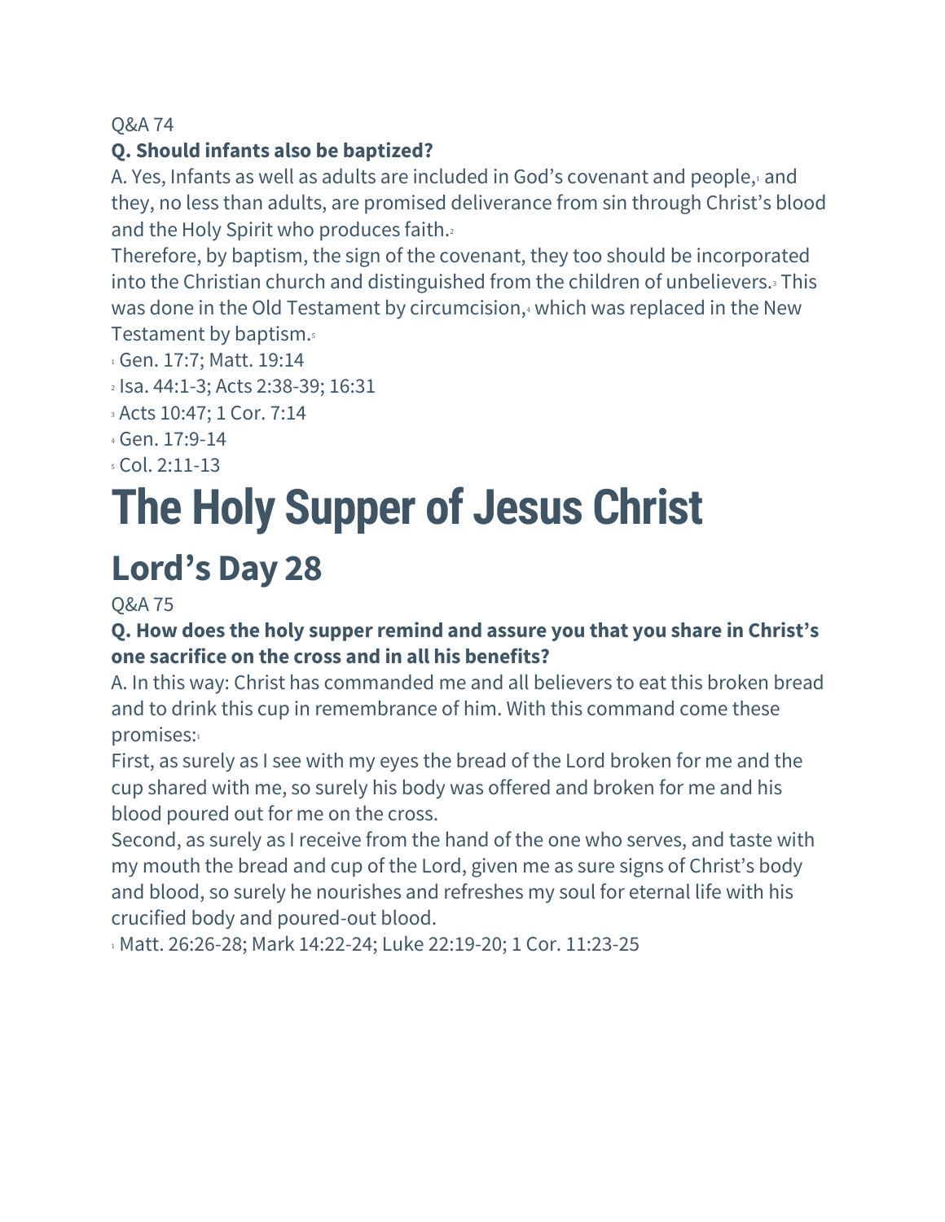Q&A 74

**Q. Should infants also be baptized?**

A. Yes, Infants as well as adults are included in God's covenant and people,[1] and they, no less than adults, are promised deliverance from sin through Christ's blood and the Holy Spirit who produces faith.[2]

Therefore, by baptism, the sign of the covenant, they too should be incorporated into the Christian church and distinguished from the children of unbelievers.[3] This was done in the Old Testament by circumcision,[4] which was replaced in the New Testament by baptism.[5]

[1] Gen. 17:7; Matt. 19:14

[2] Isa. 44:1-3; Acts 2:38-39; 16:31

[3] Acts 10:47; 1 Cor. 7:14

[4] Gen. 17:9-14

[5] Col. 2:11-13

# The Holy Supper of Jesus Christ

## Lord's Day 28

Q&A 75

**Q. How does the holy supper remind and assure you that you share in Christ's one sacrifice on the cross and in all his benefits?**

A. In this way: Christ has commanded me and all believers to eat this broken bread and to drink this cup in remembrance of him. With this command come these promises:[1]

First, as surely as I see with my eyes the bread of the Lord broken for me and the cup shared with me, so surely his body was offered and broken for me and his blood poured out for me on the cross.

Second, as surely as I receive from the hand of the one who serves, and taste with my mouth the bread and cup of the Lord, given me as sure signs of Christ's body and blood, so surely he nourishes and refreshes my soul for eternal life with his crucified body and poured-out blood.

[1] Matt. 26:26-28; Mark 14:22-24; Luke 22:19-20; 1 Cor. 11:23-25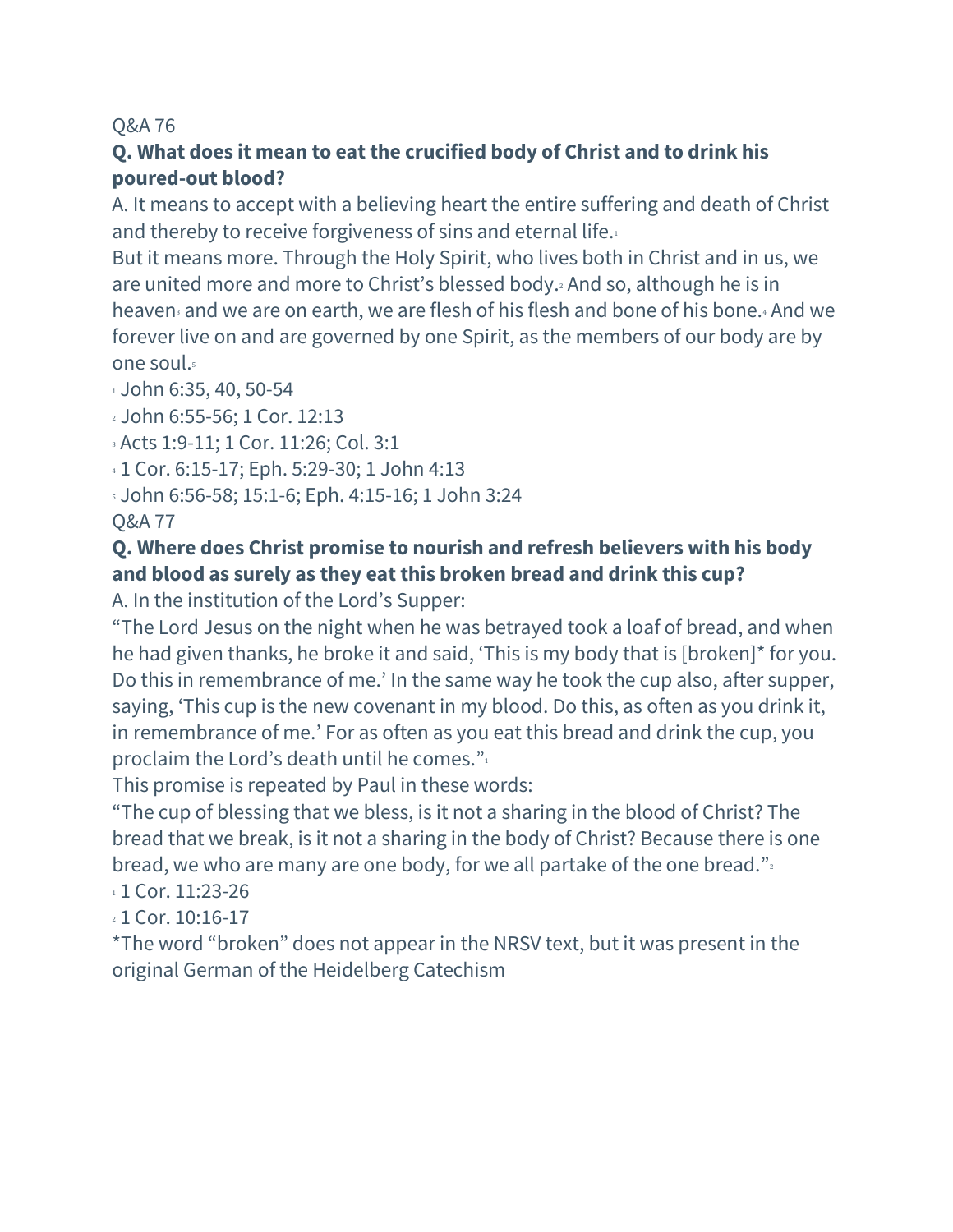Q&A 76

**Q. What does it mean to eat the crucified body of Christ and to drink his poured-out blood?**

A. It means to accept with a believing heart the entire suffering and death of Christ and thereby to receive forgiveness of sins and eternal life.[1]

But it means more. Through the Holy Spirit, who lives both in Christ and in us, we are united more and more to Christ's blessed body.[2] And so, although he is in heaven[3] and we are on earth, we are flesh of his flesh and bone of his bone.[4] And we forever live on and are governed by one Spirit, as the members of our body are by one soul.[5]

[1] John 6:35, 40, 50-54

[2] John 6:55-56; 1 Cor. 12:13

[3] Acts 1:9-11; 1 Cor. 11:26; Col. 3:1

[4] 1 Cor. 6:15-17; Eph. 5:29-30; 1 John 4:13

[5] John 6:56-58; 15:1-6; Eph. 4:15-16; 1 John 3:24

Q&A 77

**Q. Where does Christ promise to nourish and refresh believers with his body and blood as surely as they eat this broken bread and drink this cup?**

A. In the institution of the Lord's Supper:

"The Lord Jesus on the night when he was betrayed took a loaf of bread, and when he had given thanks, he broke it and said, 'This is my body that is [broken]* for you. Do this in remembrance of me.' In the same way he took the cup also, after supper, saying, 'This cup is the new covenant in my blood. Do this, as often as you drink it, in remembrance of me.' For as often as you eat this bread and drink the cup, you proclaim the Lord's death until he comes."[1]

This promise is repeated by Paul in these words:

"The cup of blessing that we bless, is it not a sharing in the blood of Christ? The bread that we break, is it not a sharing in the body of Christ? Because there is one bread, we who are many are one body, for we all partake of the one bread."[2]

[1] 1 Cor. 11:23-26

[2] 1 Cor. 10:16-17

*The word "broken" does not appear in the NRSV text, but it was present in the original German of the Heidelberg Catechism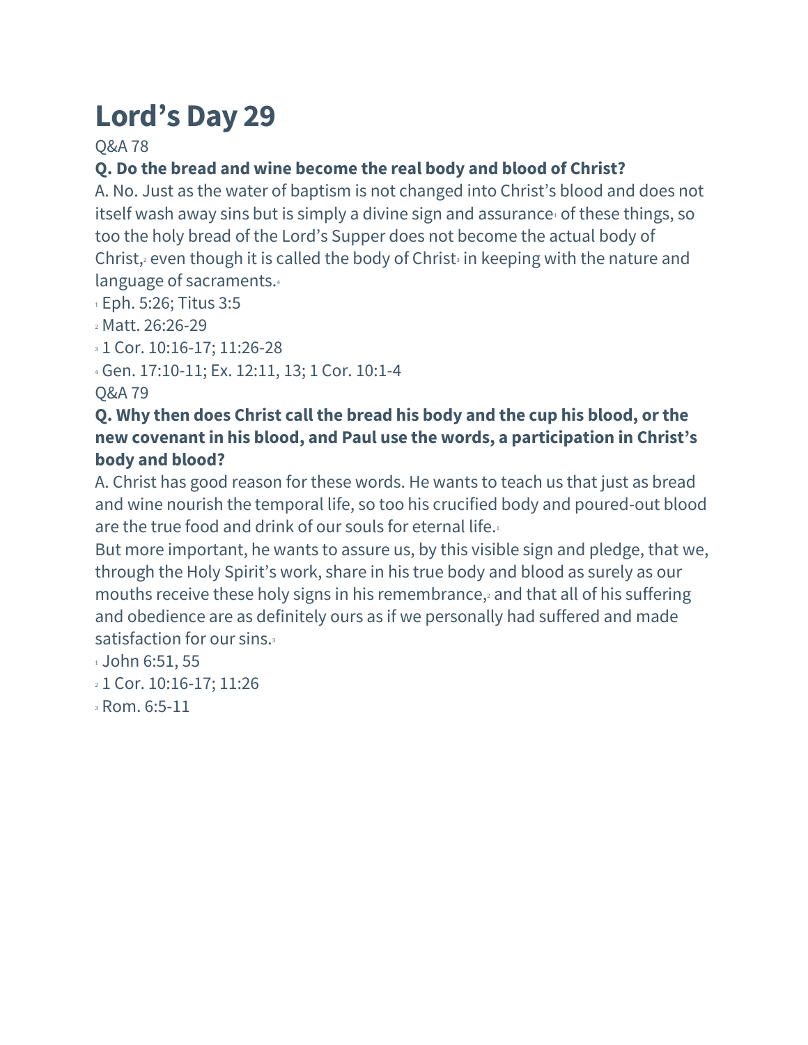# Lord's Day 29

Q&A 78

**Q. Do the bread and wine become the real body and blood of Christ?**

A. No. Just as the water of baptism is not changed into Christ's blood and does not itself wash away sins but is simply a divine sign and assurance[1] of these things, so too the holy bread of the Lord's Supper does not become the actual body of Christ,[2] even though it is called the body of Christ[3] in keeping with the nature and language of sacraments.[4]

[1] Eph. 5:26; Titus 3:5

[2] Matt. 26:26-29

[3] 1 Cor. 10:16-17; 11:26-28

[4] Gen. 17:10-11; Ex. 12:11, 13; 1 Cor. 10:1-4

Q&A 79

**Q. Why then does Christ call the bread his body and the cup his blood, or the new covenant in his blood, and Paul use the words, a participation in Christ's body and blood?**

A. Christ has good reason for these words. He wants to teach us that just as bread and wine nourish the temporal life, so too his crucified body and poured-out blood are the true food and drink of our souls for eternal life.[1]

But more important, he wants to assure us, by this visible sign and pledge, that we, through the Holy Spirit's work, share in his true body and blood as surely as our mouths receive these holy signs in his remembrance,[2] and that all of his suffering and obedience are as definitely ours as if we personally had suffered and made satisfaction for our sins.[3]

[1] John 6:51, 55

[2] 1 Cor. 10:16-17; 11:26

[3] Rom. 6:5-11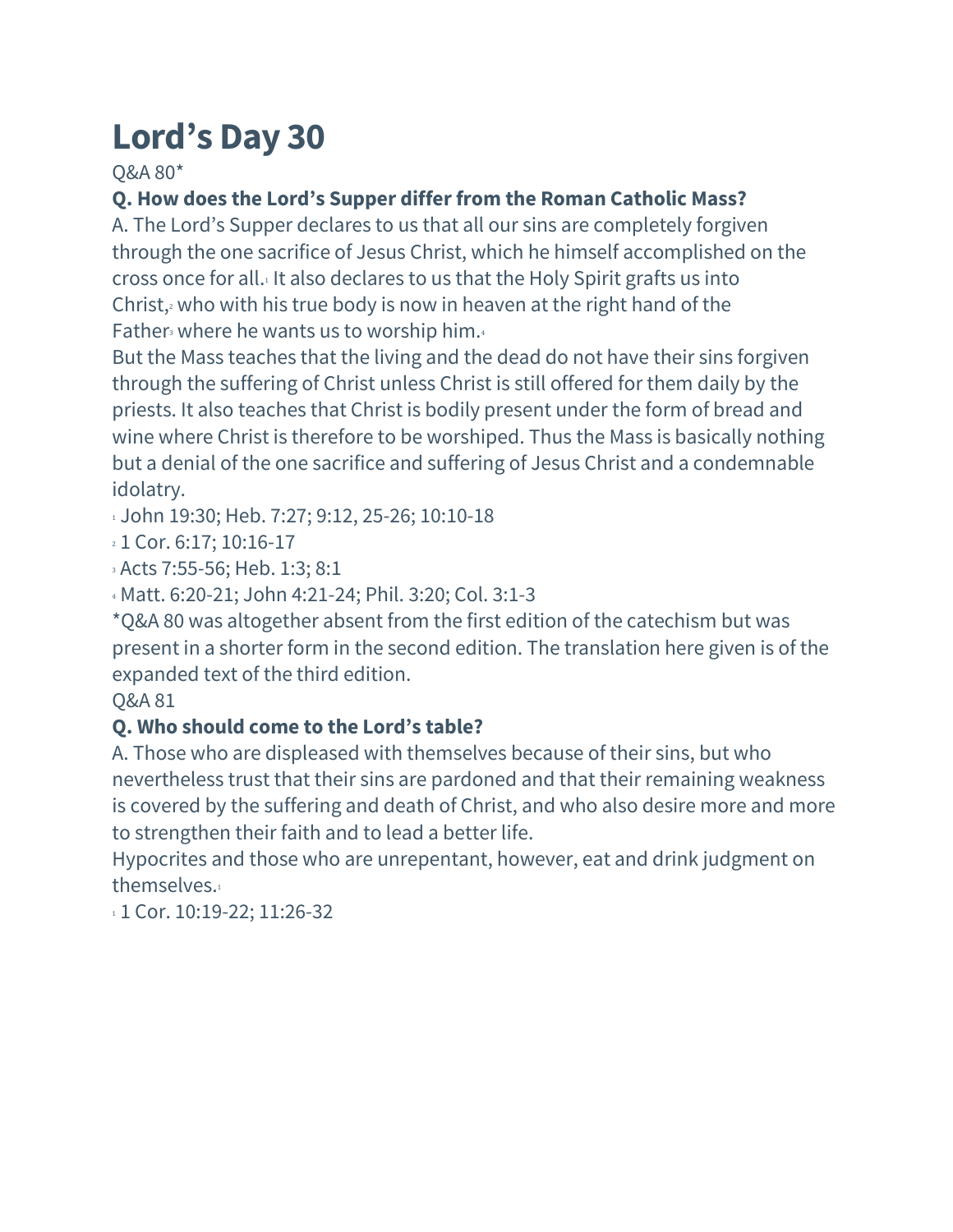# Lord's Day 30

Q&A 80*

**Q. How does the Lord's Supper differ from the Roman Catholic Mass?**

A. The Lord's Supper declares to us that all our sins are completely forgiven through the one sacrifice of Jesus Christ, which he himself accomplished on the cross once for all.[1] It also declares to us that the Holy Spirit grafts us into Christ,[2] who with his true body is now in heaven at the right hand of the Father[3] where he wants us to worship him.[4]

But the Mass teaches that the living and the dead do not have their sins forgiven through the suffering of Christ unless Christ is still offered for them daily by the priests. It also teaches that Christ is bodily present under the form of bread and wine where Christ is therefore to be worshiped. Thus the Mass is basically nothing but a denial of the one sacrifice and suffering of Jesus Christ and a condemnable idolatry.

[1] John 19:30; Heb. 7:27; 9:12, 25-26; 10:10-18

[2] 1 Cor. 6:17; 10:16-17

[3] Acts 7:55-56; Heb. 1:3; 8:1

[4] Matt. 6:20-21; John 4:21-24; Phil. 3:20; Col. 3:1-3

*Q&A 80 was altogether absent from the first edition of the catechism but was present in a shorter form in the second edition. The translation here given is of the expanded text of the third edition.

Q&A 81

**Q. Who should come to the Lord's table?**

A. Those who are displeased with themselves because of their sins, but who nevertheless trust that their sins are pardoned and that their remaining weakness is covered by the suffering and death of Christ, and who also desire more and more to strengthen their faith and to lead a better life.

Hypocrites and those who are unrepentant, however, eat and drink judgment on themselves.[1]

[1] 1 Cor. 10:19-22; 11:26-32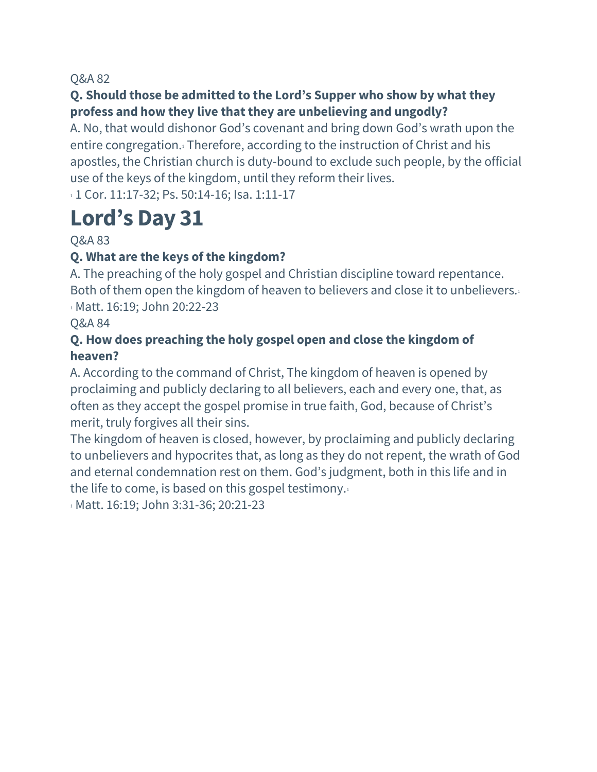Q&A 82

**Q. Should those be admitted to the Lord's Supper who show by what they profess and how they live that they are unbelieving and ungodly?**

A. No, that would dishonor God's covenant and bring down God's wrath upon the entire congregation.[1] Therefore, according to the instruction of Christ and his apostles, the Christian church is duty-bound to exclude such people, by the official use of the keys of the kingdom, until they reform their lives.

[1] 1 Cor. 11:17-32; Ps. 50:14-16; Isa. 1:11-17

# Lord's Day 31

Q&A 83

**Q. What are the keys of the kingdom?**

A. The preaching of the holy gospel and Christian discipline toward repentance. Both of them open the kingdom of heaven to believers and close it to unbelievers.[1]

[1] Matt. 16:19; John 20:22-23

Q&A 84

**Q. How does preaching the holy gospel open and close the kingdom of heaven?**

A. According to the command of Christ, The kingdom of heaven is opened by proclaiming and publicly declaring to all believers, each and every one, that, as often as they accept the gospel promise in true faith, God, because of Christ's merit, truly forgives all their sins.

The kingdom of heaven is closed, however, by proclaiming and publicly declaring to unbelievers and hypocrites that, as long as they do not repent, the wrath of God and eternal condemnation rest on them. God's judgment, both in this life and in the life to come, is based on this gospel testimony.[1]

[1] Matt. 16:19; John 3:31-36; 20:21-23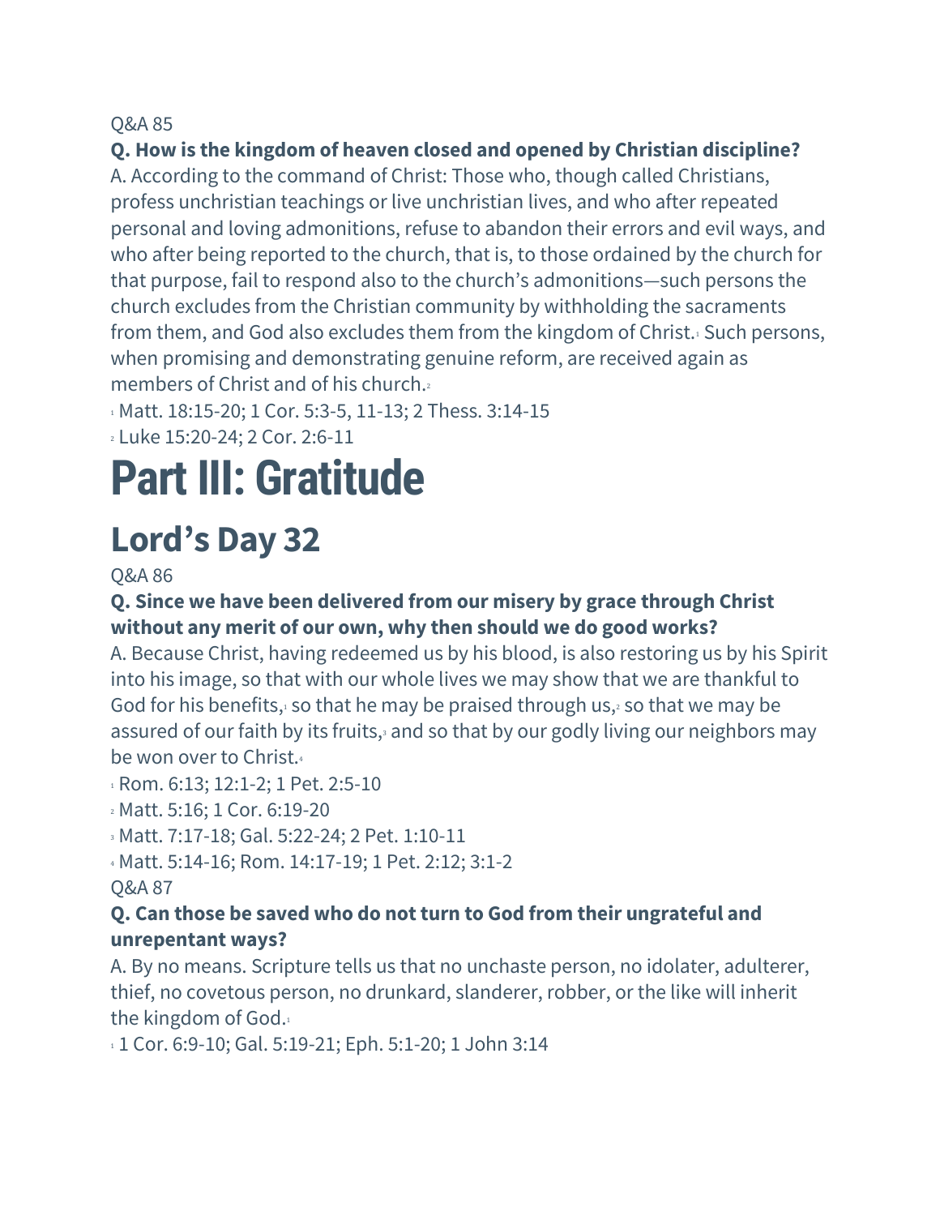Q&A 85

**Q. How is the kingdom of heaven closed and opened by Christian discipline?**

A. According to the command of Christ: Those who, though called Christians, profess unchristian teachings or live unchristian lives, and who after repeated personal and loving admonitions, refuse to abandon their errors and evil ways, and who after being reported to the church, that is, to those ordained by the church for that purpose, fail to respond also to the church's admonitions—such persons the church excludes from the Christian community by withholding the sacraments from them, and God also excludes them from the kingdom of Christ.[1] Such persons, when promising and demonstrating genuine reform, are received again as members of Christ and of his church.[2]

[1] Matt. 18:15-20; 1 Cor. 5:3-5, 11-13; 2 Thess. 3:14-15

[2] Luke 15:20-24; 2 Cor. 2:6-11

# Part III: Gratitude

## Lord's Day 32

Q&A 86

**Q. Since we have been delivered from our misery by grace through Christ without any merit of our own, why then should we do good works?**

A. Because Christ, having redeemed us by his blood, is also restoring us by his Spirit into his image, so that with our whole lives we may show that we are thankful to God for his benefits,[1] so that he may be praised through us,[2] so that we may be assured of our faith by its fruits,[3] and so that by our godly living our neighbors may be won over to Christ.[4]

[1] Rom. 6:13; 12:1-2; 1 Pet. 2:5-10

[2] Matt. 5:16; 1 Cor. 6:19-20

[3] Matt. 7:17-18; Gal. 5:22-24; 2 Pet. 1:10-11

[4] Matt. 5:14-16; Rom. 14:17-19; 1 Pet. 2:12; 3:1-2

Q&A 87

**Q. Can those be saved who do not turn to God from their ungrateful and unrepentant ways?**

A. By no means. Scripture tells us that no unchaste person, no idolater, adulterer, thief, no covetous person, no drunkard, slanderer, robber, or the like will inherit the kingdom of God.[1]

[1] 1 Cor. 6:9-10; Gal. 5:19-21; Eph. 5:1-20; 1 John 3:14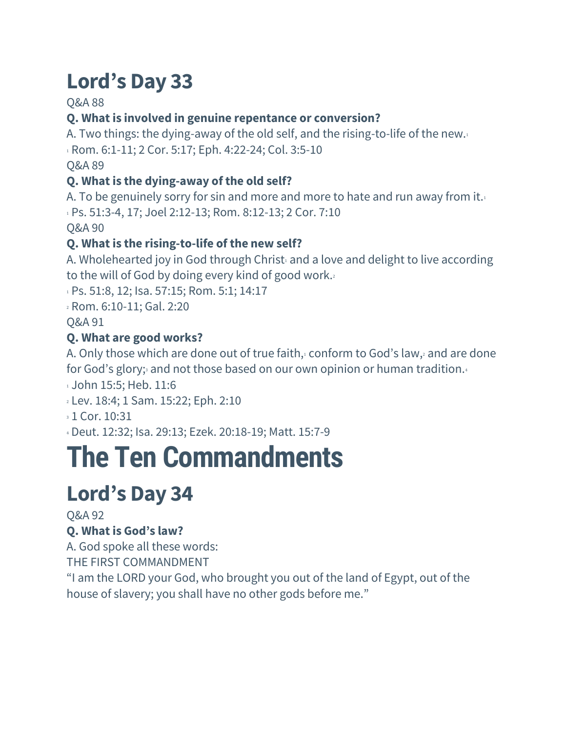## Lord's Day 33

Q&A 88

**Q. What is involved in genuine repentance or conversion?**

A. Two things: the dying-away of the old self, and the rising-to-life of the new.[1]

[1] Rom. 6:1-11; 2 Cor. 5:17; Eph. 4:22-24; Col. 3:5-10

Q&A 89

**Q. What is the dying-away of the old self?**

A. To be genuinely sorry for sin and more and more to hate and run away from it.[1]

[1] Ps. 51:3-4, 17; Joel 2:12-13; Rom. 8:12-13; 2 Cor. 7:10

Q&A 90

**Q. What is the rising-to-life of the new self?**

A. Wholehearted joy in God through Christ[1] and a love and delight to live according to the will of God by doing every kind of good work.[2]

[1] Ps. 51:8, 12; Isa. 57:15; Rom. 5:1; 14:17

[2] Rom. 6:10-11; Gal. 2:20

Q&A 91

**Q. What are good works?**

A. Only those which are done out of true faith,[1] conform to God's law,[2] and are done for God's glory;[3] and not those based on our own opinion or human tradition.[4]

[1] John 15:5; Heb. 11:6

[2] Lev. 18:4; 1 Sam. 15:22; Eph. 2:10

[3] 1 Cor. 10:31

[4] Deut. 12:32; Isa. 29:13; Ezek. 20:18-19; Matt. 15:7-9

# The Ten Commandments

## Lord's Day 34

Q&A 92

**Q. What is God's law?**

A. God spoke all these words:

THE FIRST COMMANDMENT

"I am the LORD your God, who brought you out of the land of Egypt, out of the house of slavery; you shall have no other gods before me."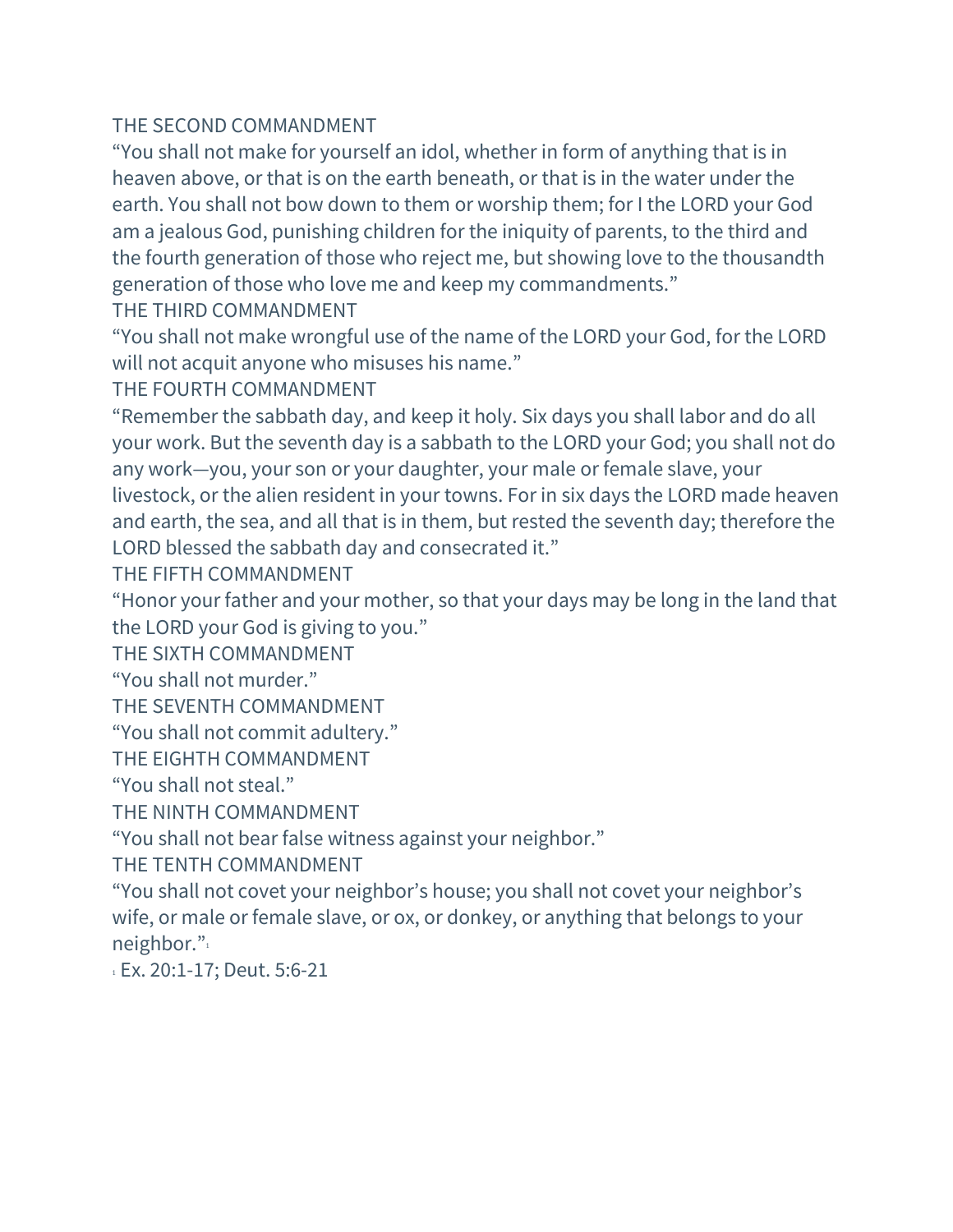THE SECOND COMMANDMENT

"You shall not make for yourself an idol, whether in form of anything that is in heaven above, or that is on the earth beneath, or that is in the water under the earth. You shall not bow down to them or worship them; for I the LORD your God am a jealous God, punishing children for the iniquity of parents, to the third and the fourth generation of those who reject me, but showing love to the thousandth generation of those who love me and keep my commandments."

THE THIRD COMMANDMENT

"You shall not make wrongful use of the name of the LORD your God, for the LORD will not acquit anyone who misuses his name."

THE FOURTH COMMANDMENT

"Remember the sabbath day, and keep it holy. Six days you shall labor and do all your work. But the seventh day is a sabbath to the LORD your God; you shall not do any work—you, your son or your daughter, your male or female slave, your livestock, or the alien resident in your towns. For in six days the LORD made heaven and earth, the sea, and all that is in them, but rested the seventh day; therefore the LORD blessed the sabbath day and consecrated it."

THE FIFTH COMMANDMENT

"Honor your father and your mother, so that your days may be long in the land that the LORD your God is giving to you."

THE SIXTH COMMANDMENT

"You shall not murder."

THE SEVENTH COMMANDMENT

"You shall not commit adultery."

THE EIGHTH COMMANDMENT

"You shall not steal."

THE NINTH COMMANDMENT

"You shall not bear false witness against your neighbor."

THE TENTH COMMANDMENT

"You shall not covet your neighbor's house; you shall not covet your neighbor's wife, or male or female slave, or ox, or donkey, or anything that belongs to your neighbor."[1]

[1] Ex. 20:1-17; Deut. 5:6-21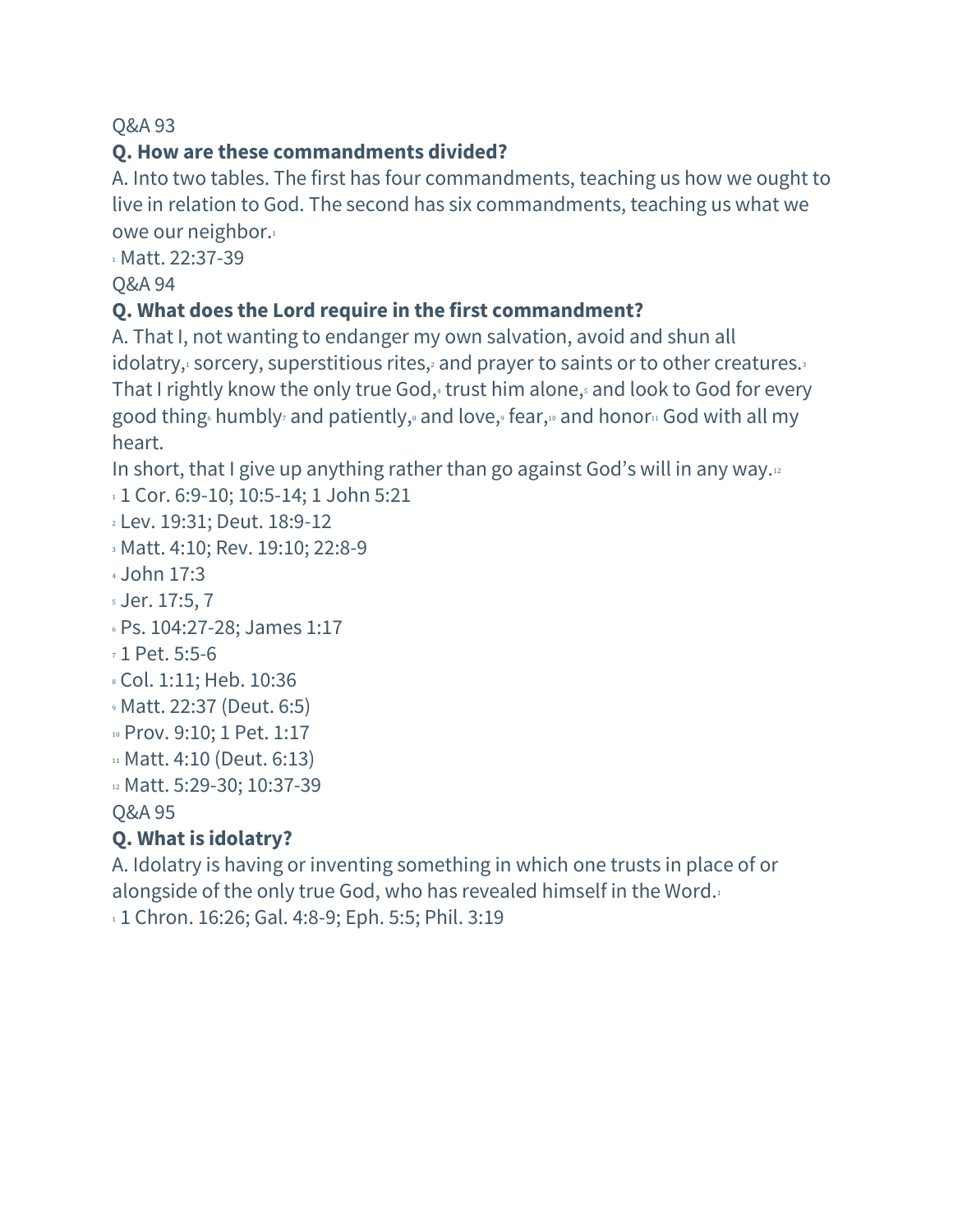Q&A 93

**Q. How are these commandments divided?**

A. Into two tables. The first has four commandments, teaching us how we ought to live in relation to God. The second has six commandments, teaching us what we owe our neighbor.[1]

[1] Matt. 22:37-39

Q&A 94

**Q. What does the Lord require in the first commandment?**

A. That I, not wanting to endanger my own salvation, avoid and shun all idolatry,[1] sorcery, superstitious rites,[2] and prayer to saints or to other creatures.[3] That I rightly know the only true God,[4] trust him alone,[5] and look to God for every good thing[6] humbly[7] and patiently,[8] and love,[9] fear,[10] and honor[11] God with all my heart.

In short, that I give up anything rather than go against God's will in any way.[12]

[1] 1 Cor. 6:9-10; 10:5-14; 1 John 5:21

[2] Lev. 19:31; Deut. 18:9-12

[3] Matt. 4:10; Rev. 19:10; 22:8-9

[4] John 17:3

[5] Jer. 17:5, 7

[6] Ps. 104:27-28; James 1:17

[7] 1 Pet. 5:5-6

[8] Col. 1:11; Heb. 10:36

[9] Matt. 22:37 (Deut. 6:5)

[10] Prov. 9:10; 1 Pet. 1:17

[11] Matt. 4:10 (Deut. 6:13)

[12] Matt. 5:29-30; 10:37-39

Q&A 95

**Q. What is idolatry?**

A. Idolatry is having or inventing something in which one trusts in place of or alongside of the only true God, who has revealed himself in the Word.[1]

[1] 1 Chron. 16:26; Gal. 4:8-9; Eph. 5:5; Phil. 3:19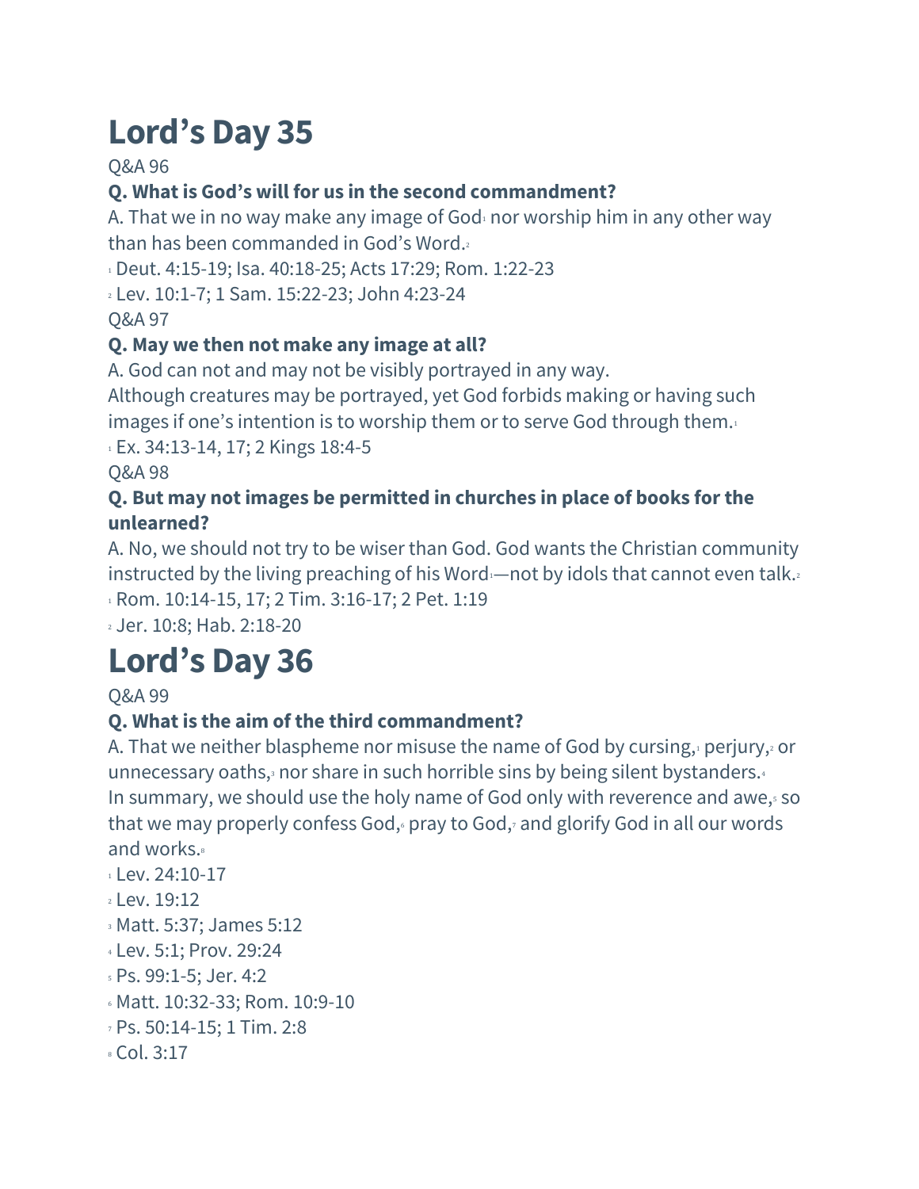# Lord's Day 35

Q&A 96

**Q. What is God's will for us in the second commandment?**

A. That we in no way make any image of God[1] nor worship him in any other way than has been commanded in God's Word.[2]

[1] Deut. 4:15-19; Isa. 40:18-25; Acts 17:29; Rom. 1:22-23

[2] Lev. 10:1-7; 1 Sam. 15:22-23; John 4:23-24

Q&A 97

**Q. May we then not make any image at all?**

A. God can not and may not be visibly portrayed in any way.

Although creatures may be portrayed, yet God forbids making or having such images if one's intention is to worship them or to serve God through them.[1]

[1] Ex. 34:13-14, 17; 2 Kings 18:4-5

Q&A 98

**Q. But may not images be permitted in churches in place of books for the unlearned?**

A. No, we should not try to be wiser than God. God wants the Christian community instructed by the living preaching of his Word[1]—not by idols that cannot even talk.[2]

[1] Rom. 10:14-15, 17; 2 Tim. 3:16-17; 2 Pet. 1:19

[2] Jer. 10:8; Hab. 2:18-20

# Lord's Day 36

Q&A 99

**Q. What is the aim of the third commandment?**

A. That we neither blaspheme nor misuse the name of God by cursing,[1] perjury,[2] or unnecessary oaths,[3] nor share in such horrible sins by being silent bystanders.[4]

In summary, we should use the holy name of God only with reverence and awe,[5] so that we may properly confess God,[6] pray to God,[7] and glorify God in all our words and works.[8]

[1] Lev. 24:10-17

[2] Lev. 19:12

[3] Matt. 5:37; James 5:12

[4] Lev. 5:1; Prov. 29:24

[5] Ps. 99:1-5; Jer. 4:2

[6] Matt. 10:32-33; Rom. 10:9-10

[7] Ps. 50:14-15; 1 Tim. 2:8

[8] Col. 3:17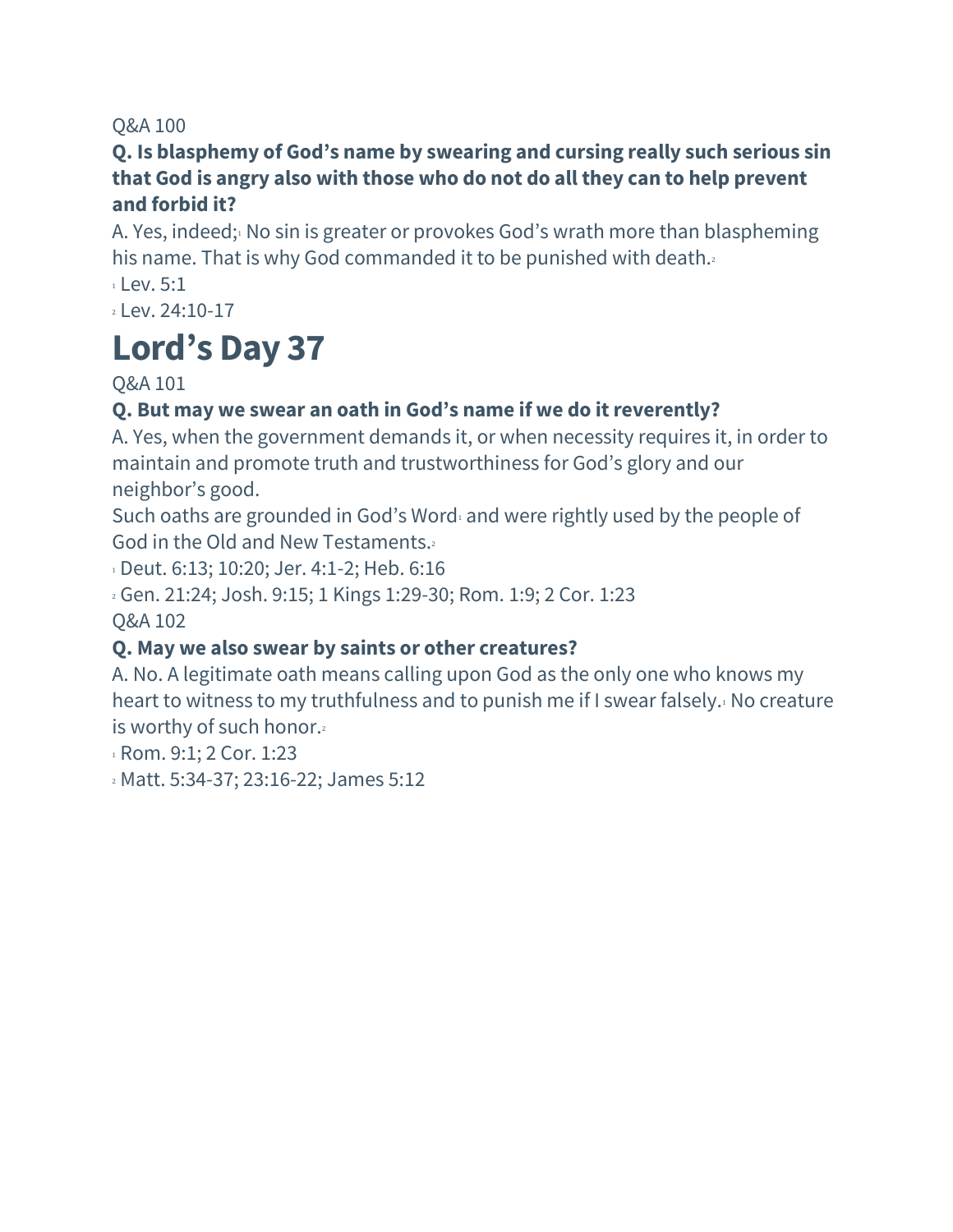Q&A 100

**Q. Is blasphemy of God's name by swearing and cursing really such serious sin that God is angry also with those who do not do all they can to help prevent and forbid it?**

A. Yes, indeed;[1] No sin is greater or provokes God's wrath more than blaspheming his name. That is why God commanded it to be punished with death.[2]

[1] Lev. 5:1

[2] Lev. 24:10-17

# Lord's Day 37

Q&A 101

**Q. But may we swear an oath in God's name if we do it reverently?**

A. Yes, when the government demands it, or when necessity requires it, in order to maintain and promote truth and trustworthiness for God's glory and our neighbor's good.

Such oaths are grounded in God's Word[1] and were rightly used by the people of God in the Old and New Testaments.[2]

[1] Deut. 6:13; 10:20; Jer. 4:1-2; Heb. 6:16

[2] Gen. 21:24; Josh. 9:15; 1 Kings 1:29-30; Rom. 1:9; 2 Cor. 1:23

Q&A 102

**Q. May we also swear by saints or other creatures?**

A. No. A legitimate oath means calling upon God as the only one who knows my heart to witness to my truthfulness and to punish me if I swear falsely.[1] No creature is worthy of such honor.[2]

[1] Rom. 9:1; 2 Cor. 1:23

[2] Matt. 5:34-37; 23:16-22; James 5:12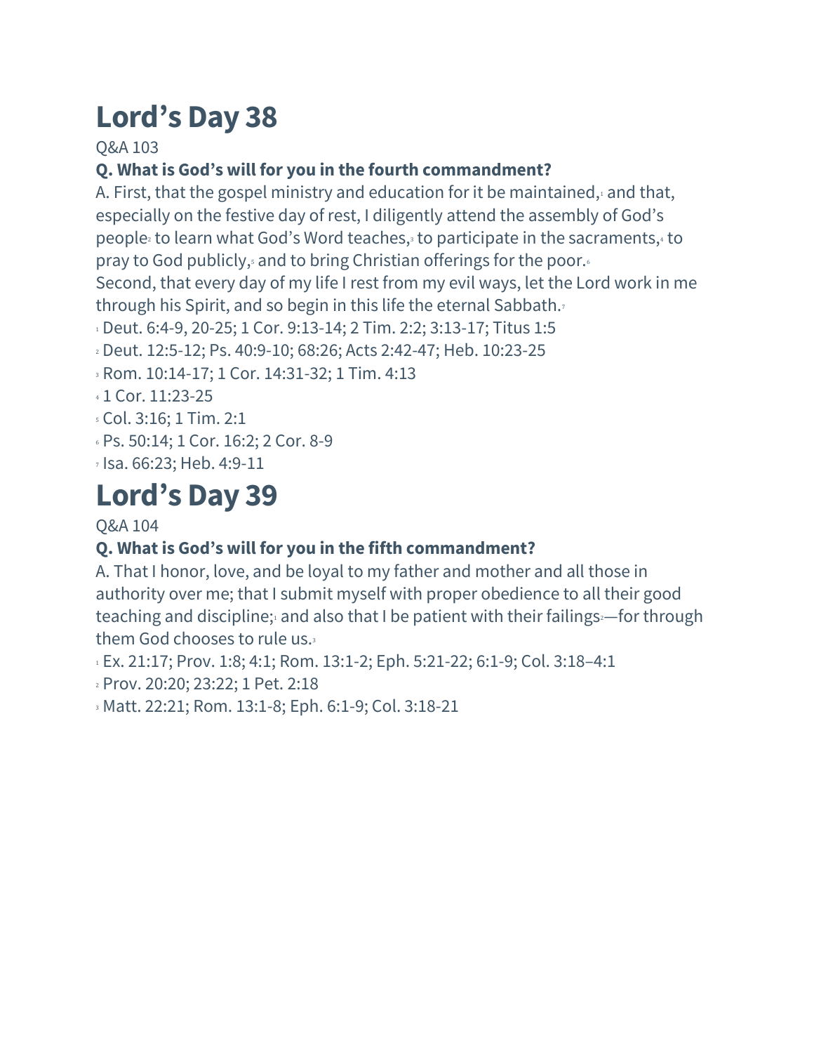# Lord's Day 38

Q&A 103

**Q. What is God's will for you in the fourth commandment?**

A. First, that the gospel ministry and education for it be maintained,[1] and that, especially on the festive day of rest, I diligently attend the assembly of God's people[2] to learn what God's Word teaches,[3] to participate in the sacraments,[4] to pray to God publicly,[5] and to bring Christian offerings for the poor.[6]

Second, that every day of my life I rest from my evil ways, let the Lord work in me through his Spirit, and so begin in this life the eternal Sabbath.[7]

[1] Deut. 6:4-9, 20-25; 1 Cor. 9:13-14; 2 Tim. 2:2; 3:13-17; Titus 1:5

[2] Deut. 12:5-12; Ps. 40:9-10; 68:26; Acts 2:42-47; Heb. 10:23-25

[3] Rom. 10:14-17; 1 Cor. 14:31-32; 1 Tim. 4:13

[4] 1 Cor. 11:23-25

[5] Col. 3:16; 1 Tim. 2:1

[6] Ps. 50:14; 1 Cor. 16:2; 2 Cor. 8-9

[7] Isa. 66:23; Heb. 4:9-11

# Lord's Day 39

Q&A 104

**Q. What is God's will for you in the fifth commandment?**

A. That I honor, love, and be loyal to my father and mother and all those in authority over me; that I submit myself with proper obedience to all their good teaching and discipline;[1] and also that I be patient with their failings[2]—for through them God chooses to rule us.[3]

[1] Ex. 21:17; Prov. 1:8; 4:1; Rom. 13:1-2; Eph. 5:21-22; 6:1-9; Col. 3:18–4:1

[2] Prov. 20:20; 23:22; 1 Pet. 2:18

[3] Matt. 22:21; Rom. 13:1-8; Eph. 6:1-9; Col. 3:18-21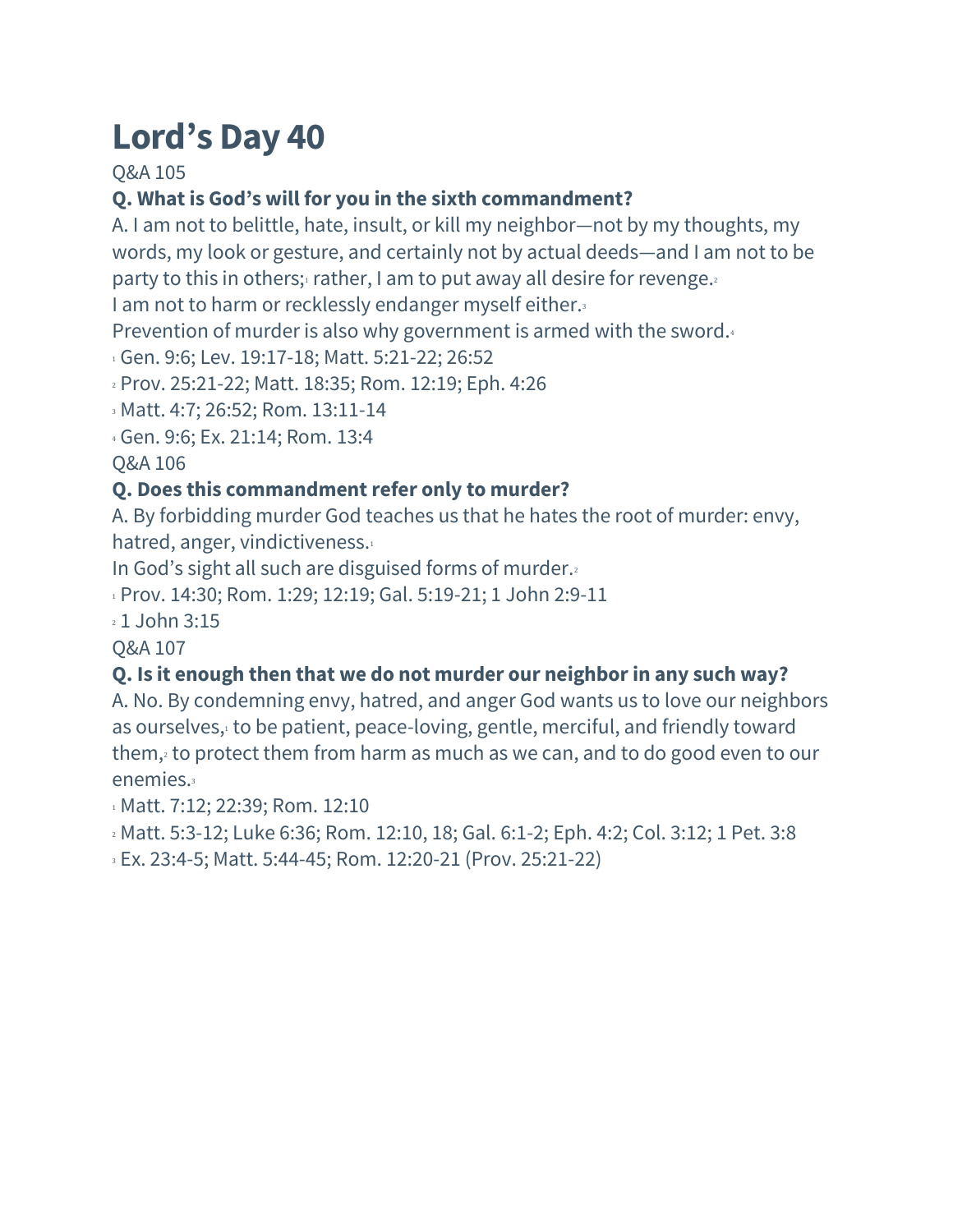# Lord’s Day 40

Q&A 105

**Q. What is God’s will for you in the sixth commandment?**

A. I am not to belittle, hate, insult, or kill my neighbor—not by my thoughts, my words, my look or gesture, and certainly not by actual deeds—and I am not to be party to this in others;[1] rather, I am to put away all desire for revenge.[2]

I am not to harm or recklessly endanger myself either.[3]

Prevention of murder is also why government is armed with the sword.[4]

[1] Gen. 9:6; Lev. 19:17-18; Matt. 5:21-22; 26:52

[2] Prov. 25:21-22; Matt. 18:35; Rom. 12:19; Eph. 4:26

[3] Matt. 4:7; 26:52; Rom. 13:11-14

[4] Gen. 9:6; Ex. 21:14; Rom. 13:4

Q&A 106

**Q. Does this commandment refer only to murder?**

A. By forbidding murder God teaches us that he hates the root of murder: envy, hatred, anger, vindictiveness.[1]

In God’s sight all such are disguised forms of murder.[2]

[1] Prov. 14:30; Rom. 1:29; 12:19; Gal. 5:19-21; 1 John 2:9-11

[2] 1 John 3:15

Q&A 107

**Q. Is it enough then that we do not murder our neighbor in any such way?**

A. No. By condemning envy, hatred, and anger God wants us to love our neighbors as ourselves,[1] to be patient, peace-loving, gentle, merciful, and friendly toward them,[2] to protect them from harm as much as we can, and to do good even to our enemies.[3]

[1] Matt. 7:12; 22:39; Rom. 12:10

[2] Matt. 5:3-12; Luke 6:36; Rom. 12:10, 18; Gal. 6:1-2; Eph. 4:2; Col. 3:12; 1 Pet. 3:8

[3] Ex. 23:4-5; Matt. 5:44-45; Rom. 12:20-21 (Prov. 25:21-22)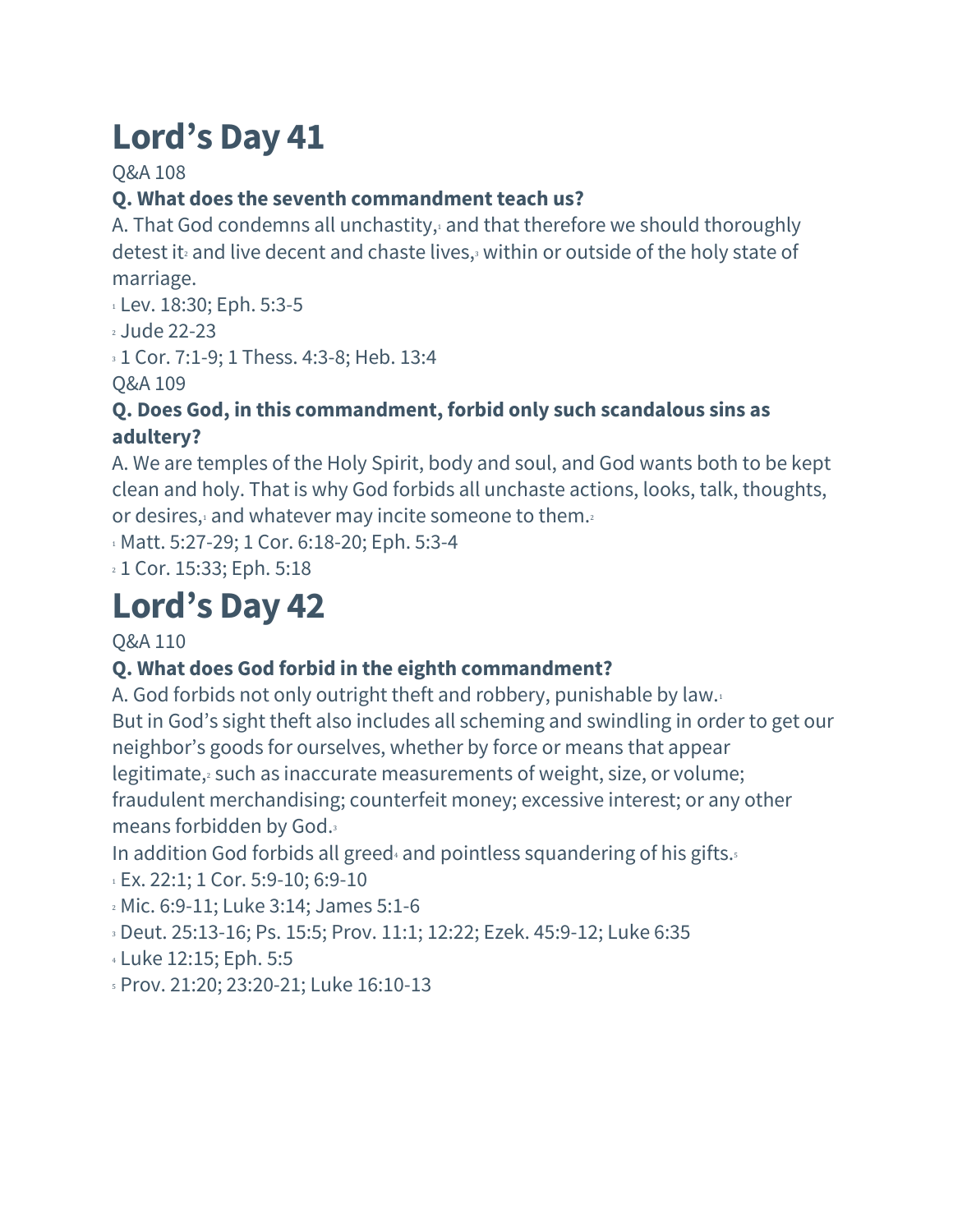# Lord's Day 41

Q&A 108

**Q. What does the seventh commandment teach us?**

A. That God condemns all unchastity,[1] and that therefore we should thoroughly detest it[2] and live decent and chaste lives,[3] within or outside of the holy state of marriage.

[1] Lev. 18:30; Eph. 5:3-5

[2] Jude 22-23

[3] 1 Cor. 7:1-9; 1 Thess. 4:3-8; Heb. 13:4

Q&A 109

**Q. Does God, in this commandment, forbid only such scandalous sins as adultery?**

A. We are temples of the Holy Spirit, body and soul, and God wants both to be kept clean and holy. That is why God forbids all unchaste actions, looks, talk, thoughts, or desires,[1] and whatever may incite someone to them.[2]

[1] Matt. 5:27-29; 1 Cor. 6:18-20; Eph. 5:3-4

[2] 1 Cor. 15:33; Eph. 5:18

# Lord's Day 42

Q&A 110

**Q. What does God forbid in the eighth commandment?**

A. God forbids not only outright theft and robbery, punishable by law.[1]

But in God's sight theft also includes all scheming and swindling in order to get our neighbor's goods for ourselves, whether by force or means that appear legitimate,[2] such as inaccurate measurements of weight, size, or volume; fraudulent merchandising; counterfeit money; excessive interest; or any other means forbidden by God.[3]

In addition God forbids all greed[4] and pointless squandering of his gifts.[5]

[1] Ex. 22:1; 1 Cor. 5:9-10; 6:9-10

[2] Mic. 6:9-11; Luke 3:14; James 5:1-6

[3] Deut. 25:13-16; Ps. 15:5; Prov. 11:1; 12:22; Ezek. 45:9-12; Luke 6:35

[4] Luke 12:15; Eph. 5:5

[5] Prov. 21:20; 23:20-21; Luke 16:10-13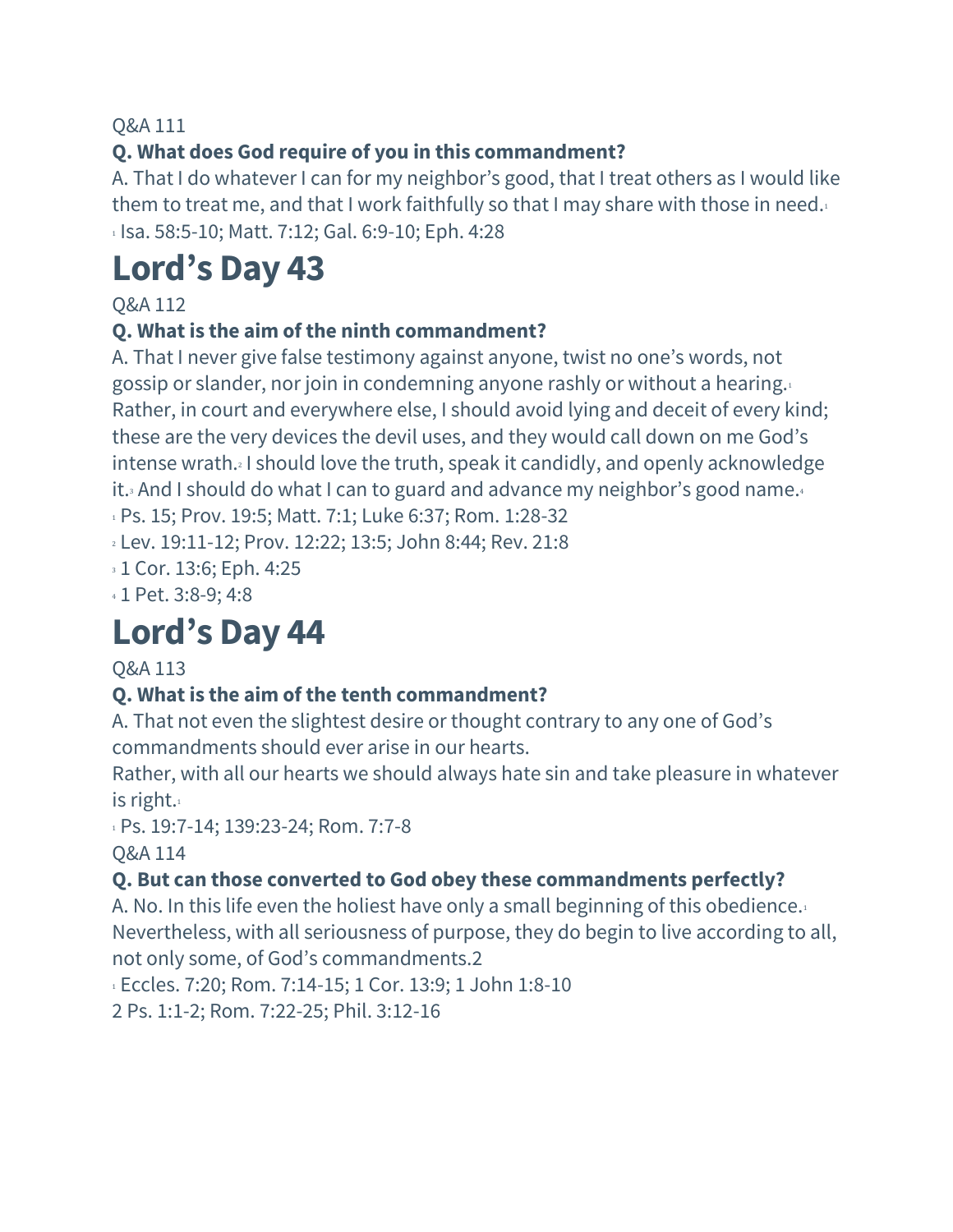Q&A 111

**Q. What does God require of you in this commandment?**

A. That I do whatever I can for my neighbor's good, that I treat others as I would like them to treat me, and that I work faithfully so that I may share with those in need.[1]

[1] Isa. 58:5-10; Matt. 7:12; Gal. 6:9-10; Eph. 4:28

# Lord's Day 43

Q&A 112

**Q. What is the aim of the ninth commandment?**

A. That I never give false testimony against anyone, twist no one's words, not gossip or slander, nor join in condemning anyone rashly or without a hearing.[1] Rather, in court and everywhere else, I should avoid lying and deceit of every kind; these are the very devices the devil uses, and they would call down on me God's intense wrath.[2] I should love the truth, speak it candidly, and openly acknowledge it.[3] And I should do what I can to guard and advance my neighbor's good name.[4]

[1] Ps. 15; Prov. 19:5; Matt. 7:1; Luke 6:37; Rom. 1:28-32

[2] Lev. 19:11-12; Prov. 12:22; 13:5; John 8:44; Rev. 21:8

[3] 1 Cor. 13:6; Eph. 4:25

[4] 1 Pet. 3:8-9; 4:8

# Lord's Day 44

Q&A 113

**Q. What is the aim of the tenth commandment?**

A. That not even the slightest desire or thought contrary to any one of God's commandments should ever arise in our hearts.
Rather, with all our hearts we should always hate sin and take pleasure in whatever is right.[1]

[1] Ps. 19:7-14; 139:23-24; Rom. 7:7-8

Q&A 114

**Q. But can those converted to God obey these commandments perfectly?**

A. No. In this life even the holiest have only a small beginning of this obedience.[1] Nevertheless, with all seriousness of purpose, they do begin to live according to all, not only some, of God's commandments.[2]

[1] Eccles. 7:20; Rom. 7:14-15; 1 Cor. 13:9; 1 John 1:8-10

[2] Ps. 1:1-2; Rom. 7:22-25; Phil. 3:12-16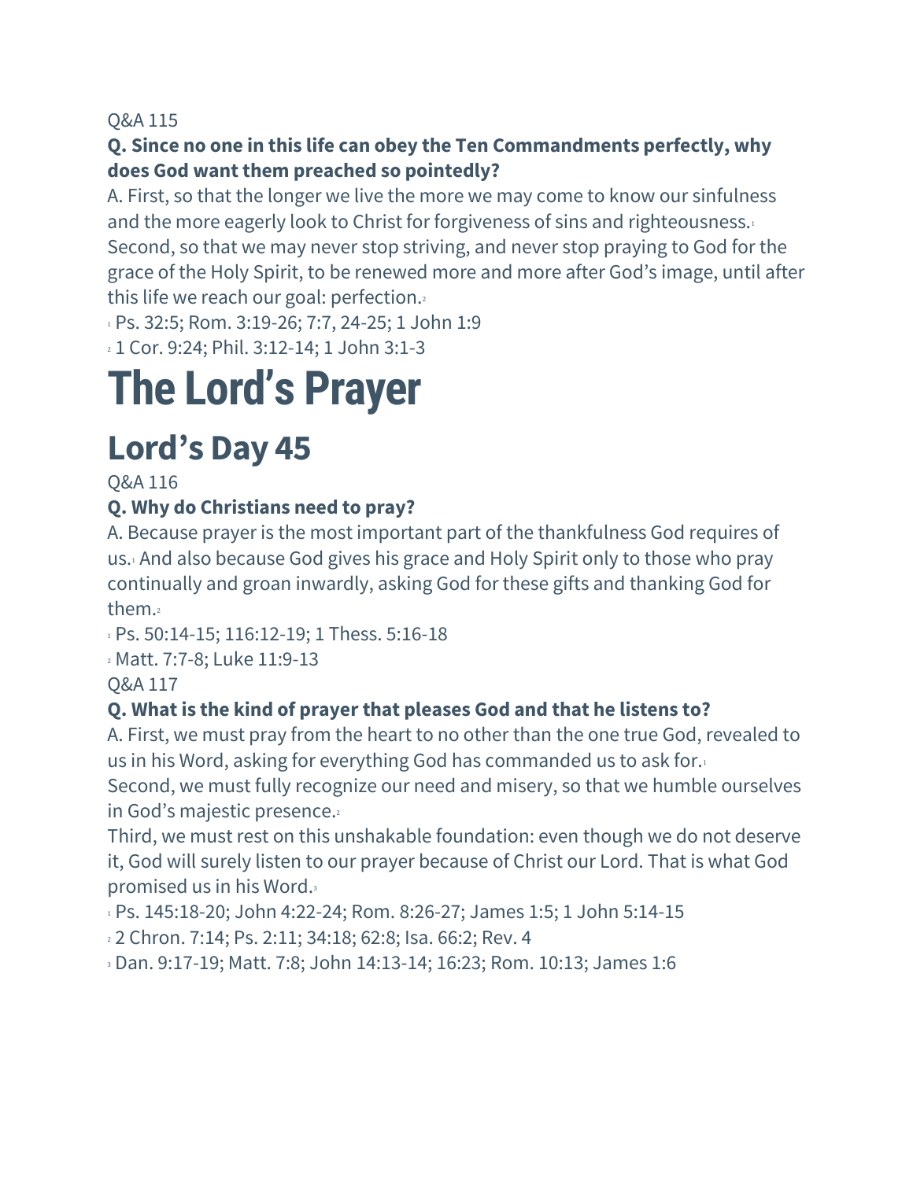Q&A 115

**Q. Since no one in this life can obey the Ten Commandments perfectly, why does God want them preached so pointedly?**

A. First, so that the longer we live the more we may come to know our sinfulness and the more eagerly look to Christ for forgiveness of sins and righteousness.[1]
Second, so that we may never stop striving, and never stop praying to God for the grace of the Holy Spirit, to be renewed more and more after God's image, until after this life we reach our goal: perfection.[2]

[1] Ps. 32:5; Rom. 3:19-26; 7:7, 24-25; 1 John 1:9

[2] 1 Cor. 9:24; Phil. 3:12-14; 1 John 3:1-3

# The Lord's Prayer

## Lord's Day 45

Q&A 116

**Q. Why do Christians need to pray?**

A. Because prayer is the most important part of the thankfulness God requires of us.[1] And also because God gives his grace and Holy Spirit only to those who pray continually and groan inwardly, asking God for these gifts and thanking God for them.[2]

[1] Ps. 50:14-15; 116:12-19; 1 Thess. 5:16-18

[2] Matt. 7:7-8; Luke 11:9-13

Q&A 117

**Q. What is the kind of prayer that pleases God and that he listens to?**

A. First, we must pray from the heart to no other than the one true God, revealed to us in his Word, asking for everything God has commanded us to ask for.[1]
Second, we must fully recognize our need and misery, so that we humble ourselves in God's majestic presence.[2]
Third, we must rest on this unshakable foundation: even though we do not deserve it, God will surely listen to our prayer because of Christ our Lord. That is what God promised us in his Word.[3]

[1] Ps. 145:18-20; John 4:22-24; Rom. 8:26-27; James 1:5; 1 John 5:14-15

[2] 2 Chron. 7:14; Ps. 2:11; 34:18; 62:8; Isa. 66:2; Rev. 4

[3] Dan. 9:17-19; Matt. 7:8; John 14:13-14; 16:23; Rom. 10:13; James 1:6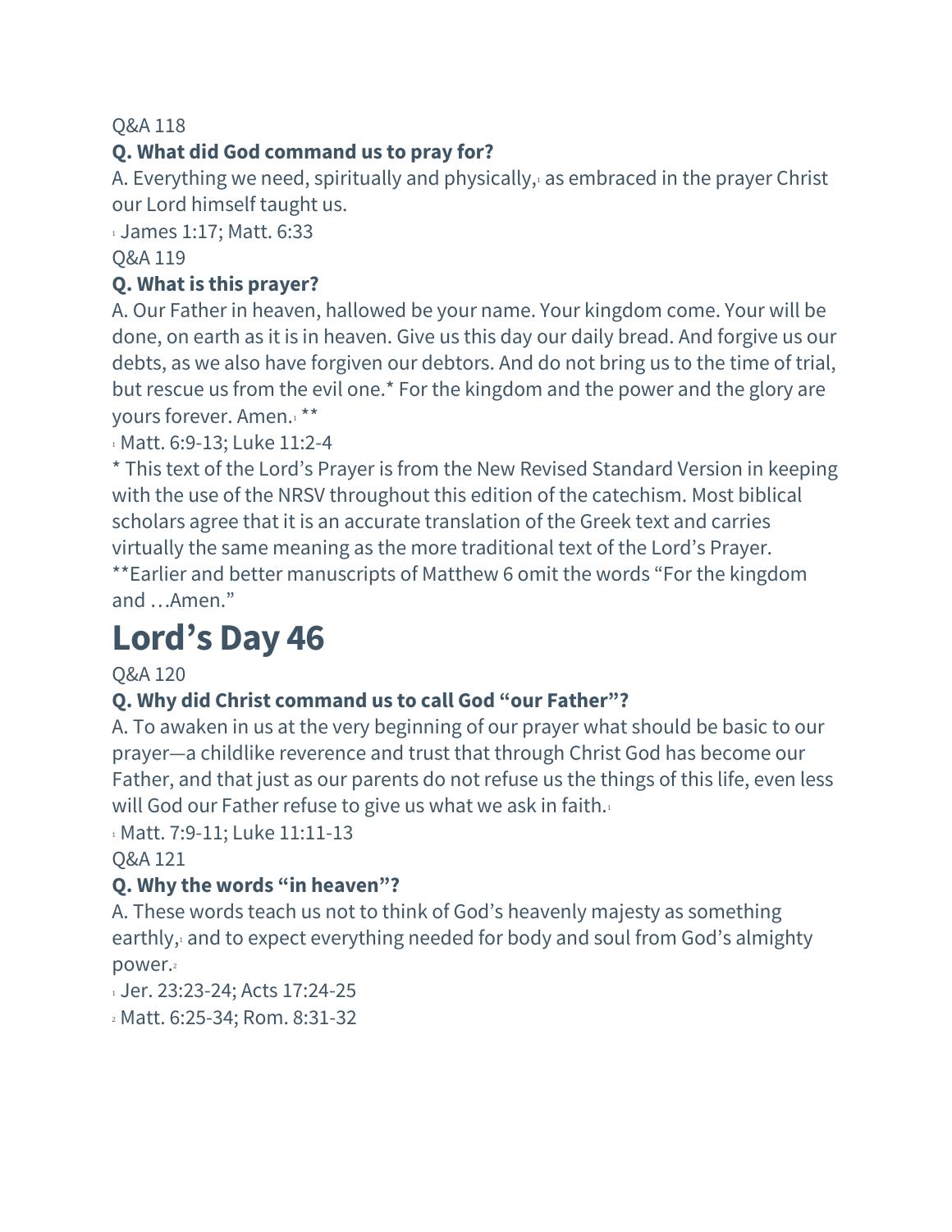Q&A 118

**Q. What did God command us to pray for?**

A. Everything we need, spiritually and physically,[1] as embraced in the prayer Christ our Lord himself taught us.

[1] James 1:17; Matt. 6:33

Q&A 119

**Q. What is this prayer?**

A. Our Father in heaven, hallowed be your name. Your kingdom come. Your will be done, on earth as it is in heaven. Give us this day our daily bread. And forgive us our debts, as we also have forgiven our debtors. And do not bring us to the time of trial, but rescue us from the evil one.* For the kingdom and the power and the glory are yours forever. Amen.[1] **

[1] Matt. 6:9-13; Luke 11:2-4

* This text of the Lord's Prayer is from the New Revised Standard Version in keeping with the use of the NRSV throughout this edition of the catechism. Most biblical scholars agree that it is an accurate translation of the Greek text and carries virtually the same meaning as the more traditional text of the Lord's Prayer.

**Earlier and better manuscripts of Matthew 6 omit the words "For the kingdom and …Amen."

# Lord's Day 46

Q&A 120

**Q. Why did Christ command us to call God "our Father"?**

A. To awaken in us at the very beginning of our prayer what should be basic to our prayer—a childlike reverence and trust that through Christ God has become our Father, and that just as our parents do not refuse us the things of this life, even less will God our Father refuse to give us what we ask in faith.[1]

[1] Matt. 7:9-11; Luke 11:11-13

Q&A 121

**Q. Why the words "in heaven"?**

A. These words teach us not to think of God's heavenly majesty as something earthly,[1] and to expect everything needed for body and soul from God's almighty power.[2]

[1] Jer. 23:23-24; Acts 17:24-25

[2] Matt. 6:25-34; Rom. 8:31-32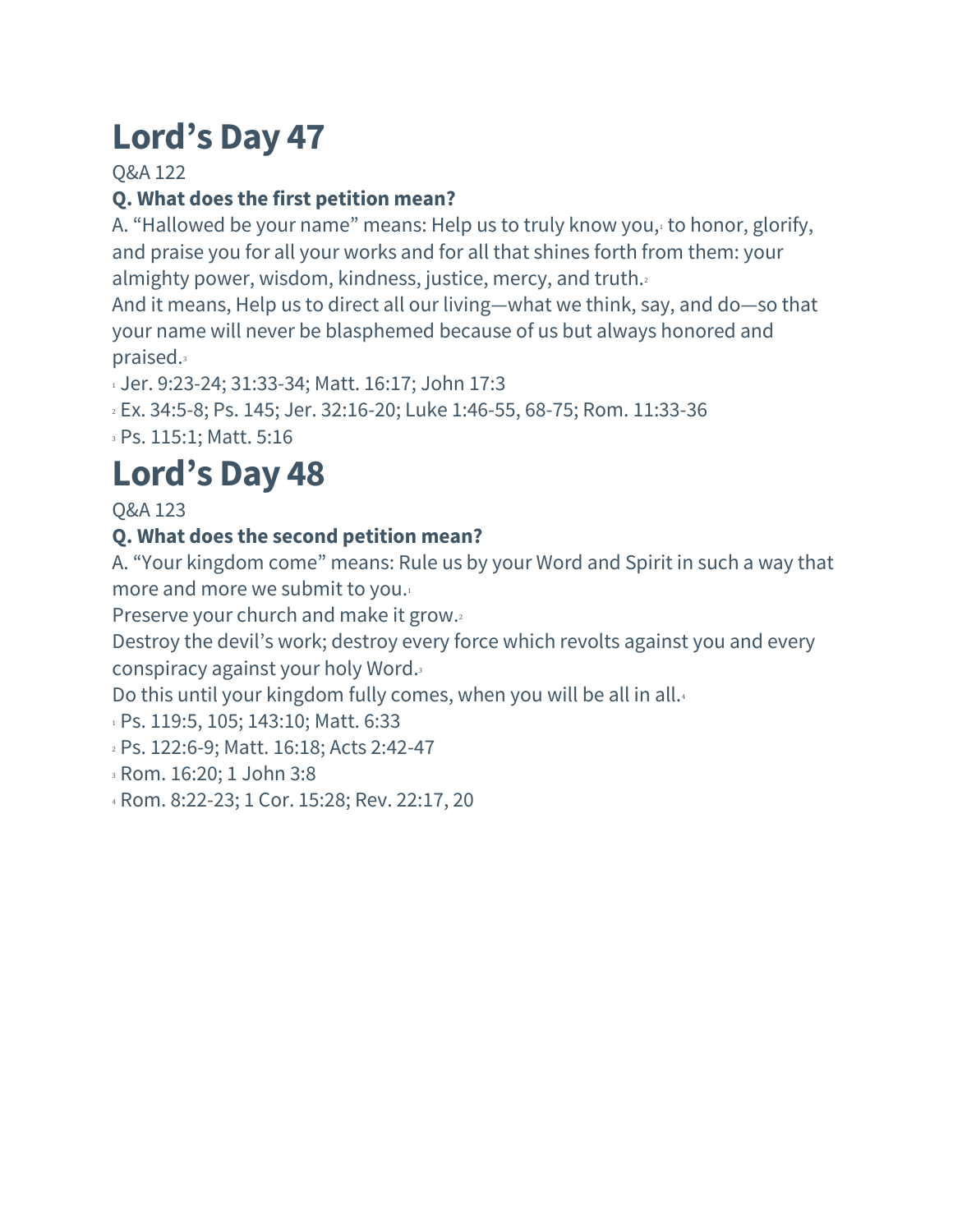# Lord's Day 47

Q&A 122

**Q. What does the first petition mean?**

A. "Hallowed be your name" means: Help us to truly know you,[1] to honor, glorify, and praise you for all your works and for all that shines forth from them: your almighty power, wisdom, kindness, justice, mercy, and truth.[2]

And it means, Help us to direct all our living—what we think, say, and do—so that your name will never be blasphemed because of us but always honored and praised.[3]

[1] Jer. 9:23-24; 31:33-34; Matt. 16:17; John 17:3

[2] Ex. 34:5-8; Ps. 145; Jer. 32:16-20; Luke 1:46-55, 68-75; Rom. 11:33-36

[3] Ps. 115:1; Matt. 5:16

# Lord's Day 48

Q&A 123

**Q. What does the second petition mean?**

A. "Your kingdom come" means: Rule us by your Word and Spirit in such a way that more and more we submit to you.[1]

Preserve your church and make it grow.[2]

Destroy the devil's work; destroy every force which revolts against you and every conspiracy against your holy Word.[3]

Do this until your kingdom fully comes, when you will be all in all.[4]

[1] Ps. 119:5, 105; 143:10; Matt. 6:33

[2] Ps. 122:6-9; Matt. 16:18; Acts 2:42-47

[3] Rom. 16:20; 1 John 3:8

[4] Rom. 8:22-23; 1 Cor. 15:28; Rev. 22:17, 20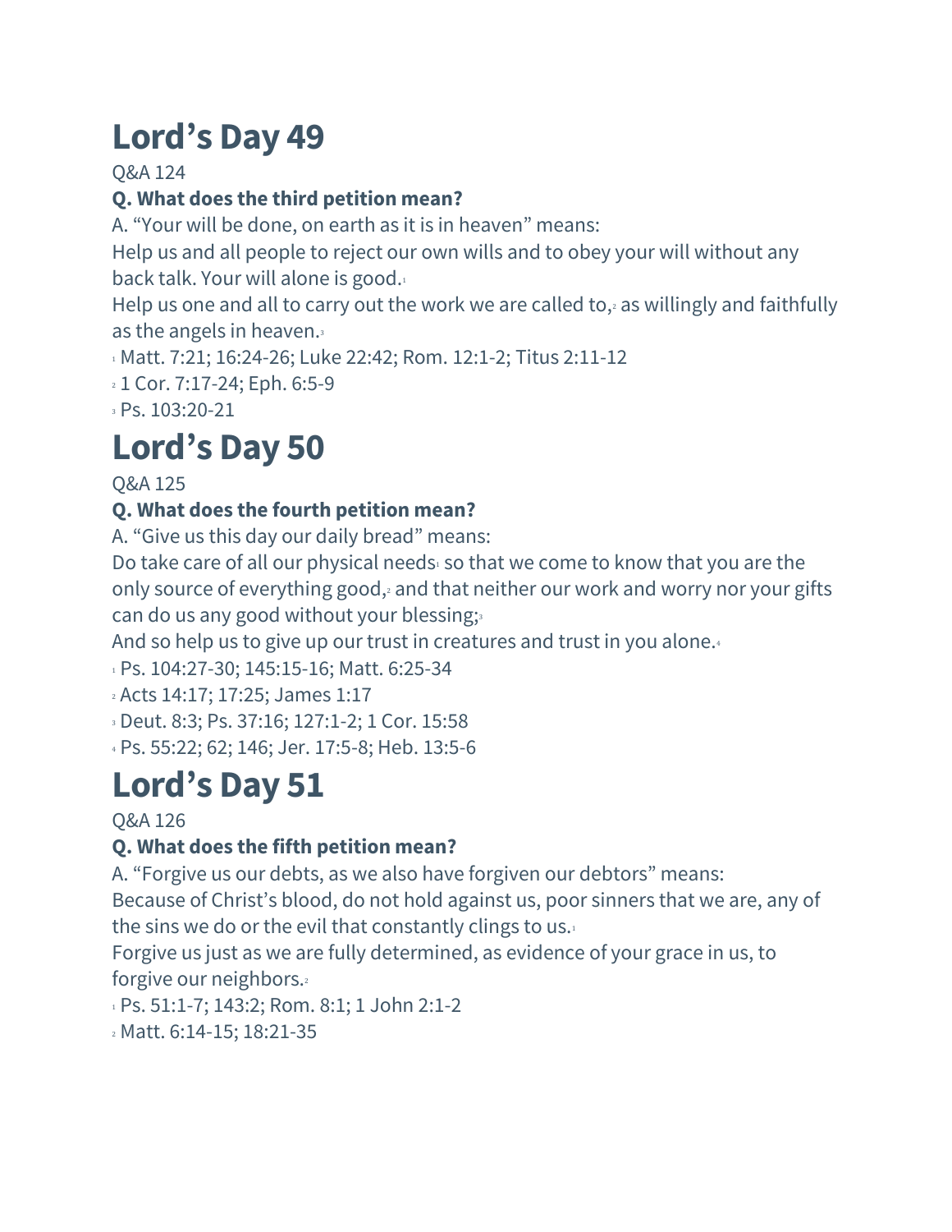# Lord's Day 49

Q&A 124

**Q. What does the third petition mean?**

A. "Your will be done, on earth as it is in heaven" means:

Help us and all people to reject our own wills and to obey your will without any back talk. Your will alone is good.[1]

Help us one and all to carry out the work we are called to,[2] as willingly and faithfully as the angels in heaven.[3]

[1] Matt. 7:21; 16:24-26; Luke 22:42; Rom. 12:1-2; Titus 2:11-12

[2] 1 Cor. 7:17-24; Eph. 6:5-9

[3] Ps. 103:20-21

# Lord's Day 50

Q&A 125

**Q. What does the fourth petition mean?**

A. "Give us this day our daily bread" means:

Do take care of all our physical needs[1] so that we come to know that you are the only source of everything good,[2] and that neither our work and worry nor your gifts can do us any good without your blessing;[3]

And so help us to give up our trust in creatures and trust in you alone.[4]

[1] Ps. 104:27-30; 145:15-16; Matt. 6:25-34

[2] Acts 14:17; 17:25; James 1:17

[3] Deut. 8:3; Ps. 37:16; 127:1-2; 1 Cor. 15:58

[4] Ps. 55:22; 62; 146; Jer. 17:5-8; Heb. 13:5-6

# Lord's Day 51

Q&A 126

**Q. What does the fifth petition mean?**

A. "Forgive us our debts, as we also have forgiven our debtors" means:

Because of Christ's blood, do not hold against us, poor sinners that we are, any of the sins we do or the evil that constantly clings to us.[1]

Forgive us just as we are fully determined, as evidence of your grace in us, to forgive our neighbors.[2]

[1] Ps. 51:1-7; 143:2; Rom. 8:1; 1 John 2:1-2

[2] Matt. 6:14-15; 18:21-35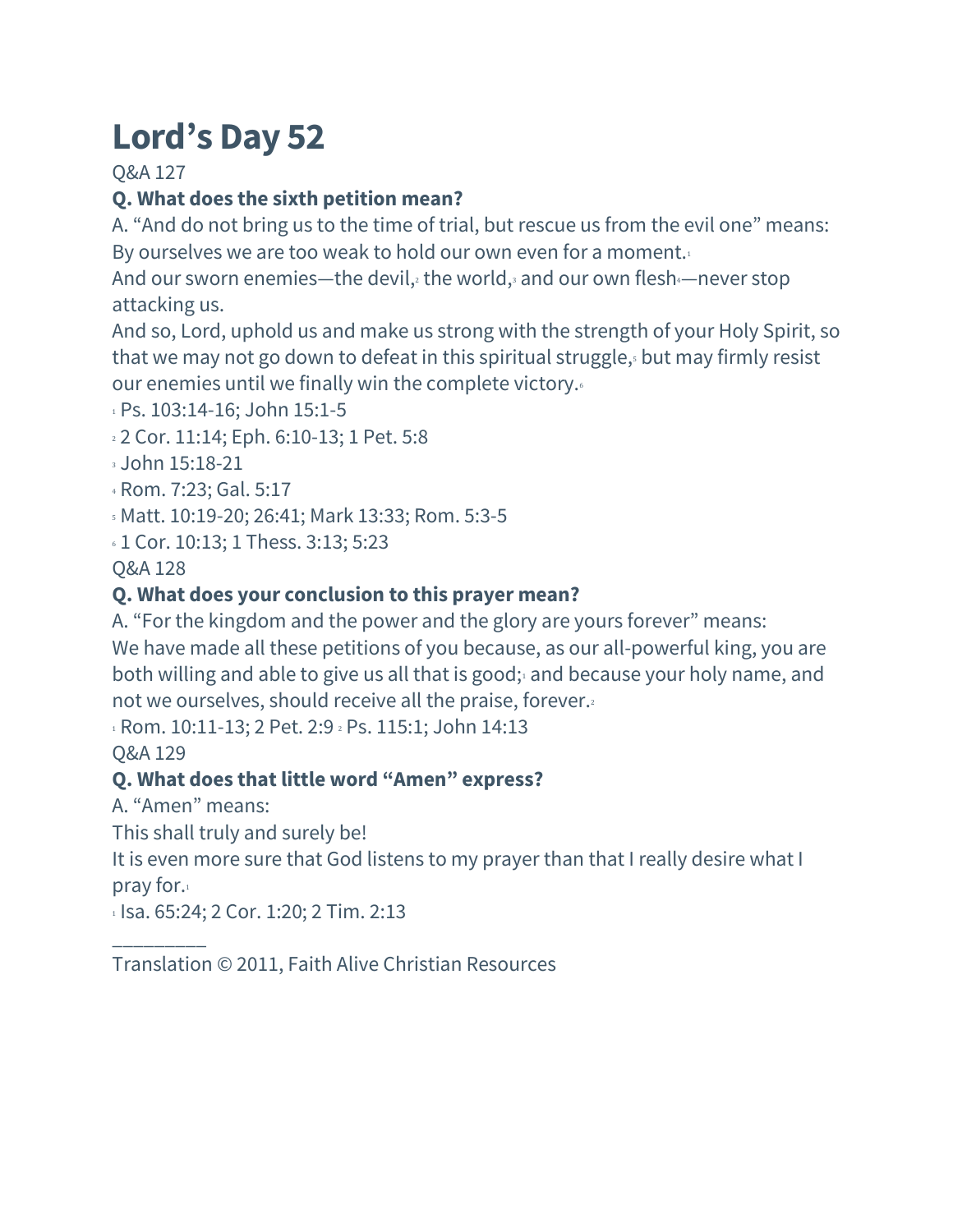# Lord's Day 52

Q&A 127

**Q. What does the sixth petition mean?**

A. "And do not bring us to the time of trial, but rescue us from the evil one" means:

By ourselves we are too weak to hold our own even for a moment.[1]

And our sworn enemies—the devil,[2] the world,[3] and our own flesh[4]—never stop attacking us.

And so, Lord, uphold us and make us strong with the strength of your Holy Spirit, so that we may not go down to defeat in this spiritual struggle,[5] but may firmly resist our enemies until we finally win the complete victory.[6]

[1] Ps. 103:14-16; John 15:1-5

[2] 2 Cor. 11:14; Eph. 6:10-13; 1 Pet. 5:8

[3] John 15:18-21

[4] Rom. 7:23; Gal. 5:17

[5] Matt. 10:19-20; 26:41; Mark 13:33; Rom. 5:3-5

[6] 1 Cor. 10:13; 1 Thess. 3:13; 5:23

Q&A 128

**Q. What does your conclusion to this prayer mean?**

A. "For the kingdom and the power and the glory are yours forever" means:

We have made all these petitions of you because, as our all-powerful king, you are both willing and able to give us all that is good;[1] and because your holy name, and not we ourselves, should receive all the praise, forever.[2]

[1] Rom. 10:11-13; 2 Pet. 2:9 [2] Ps. 115:1; John 14:13

Q&A 129

**Q. What does that little word "Amen" express?**

A. "Amen" means:

This shall truly and surely be!

It is even more sure that God listens to my prayer than that I really desire what I pray for.[1]

[1] Isa. 65:24; 2 Cor. 1:20; 2 Tim. 2:13

\_\_\_\_\_\_\_\_\_\_

Translation © 2011, Faith Alive Christian Resources